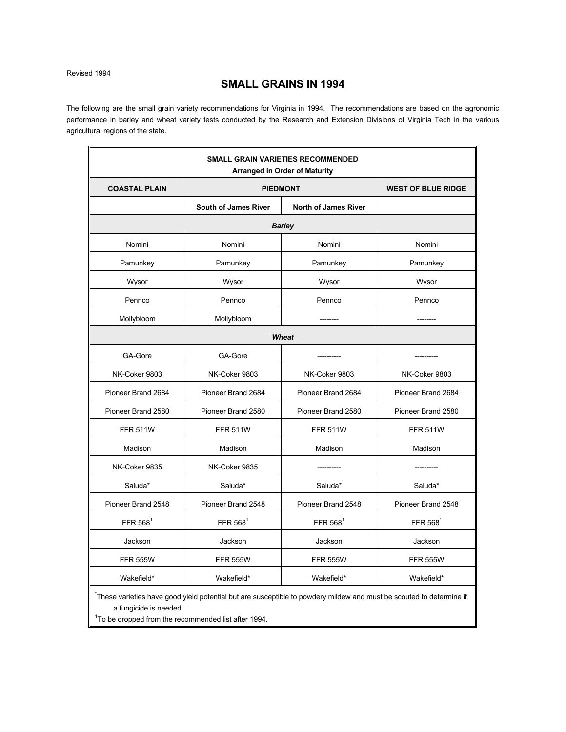Revised 1994

# SMALL GRAINS IN 1994

The following are the small grain variety recommendations for Virginia in 1994. The recommendations are based on the agronomic performance in barley and wheat variety tests conducted by the Research and Extension Divisions of Virginia Tech in the various agricultural regions of the state.

| SMALL GRAIN VARIETIES RECOMMENDED Arranged in Order of Maturity | | | |
|---|---|---|---|
| **COASTAL PLAIN** | **PIEDMONT** | | **WEST OF BLUE RIDGE** |
| | **South of James River** | **North of James River** | |
| ***Barley*** | | | |
| Nomini | Nomini | Nomini | Nomini |
| Pamunkey | Pamunkey | Pamunkey | Pamunkey |
| Wysor | Wysor | Wysor | Wysor |
| Pennco | Pennco | Pennco | Pennco |
| Mollybloom | Mollybloom | -------- | -------- |
| ***Wheat*** | | | |
| GA-Gore | GA-Gore | ---------- | ---------- |
| NK-Coker 9803 | NK-Coker 9803 | NK-Coker 9803 | NK-Coker 9803 |
| Pioneer Brand 2684 | Pioneer Brand 2684 | Pioneer Brand 2684 | Pioneer Brand 2684 |
| Pioneer Brand 2580 | Pioneer Brand 2580 | Pioneer Brand 2580 | Pioneer Brand 2580 |
| FFR 511W | FFR 511W | FFR 511W | FFR 511W |
| Madison | Madison | Madison | Madison |
| NK-Coker 9835 | NK-Coker 9835 | ---------- | ---------- |
| Saluda* | Saluda* | Saluda* | Saluda* |
| Pioneer Brand 2548 | Pioneer Brand 2548 | Pioneer Brand 2548 | Pioneer Brand 2548 |
| FFR 568[1] | FFR 568[1] | FFR 568[1] | FFR 568[1] |
| Jackson | Jackson | Jackson | Jackson |
| FFR 555W | FFR 555W | FFR 555W | FFR 555W |
| Wakefield* | Wakefield* | Wakefield* | Wakefield* |

*These varieties have good yield potential but are susceptible to powdery mildew and must be scouted to determine if a fungicide is needed.

[1]To be dropped from the recommended list after 1994.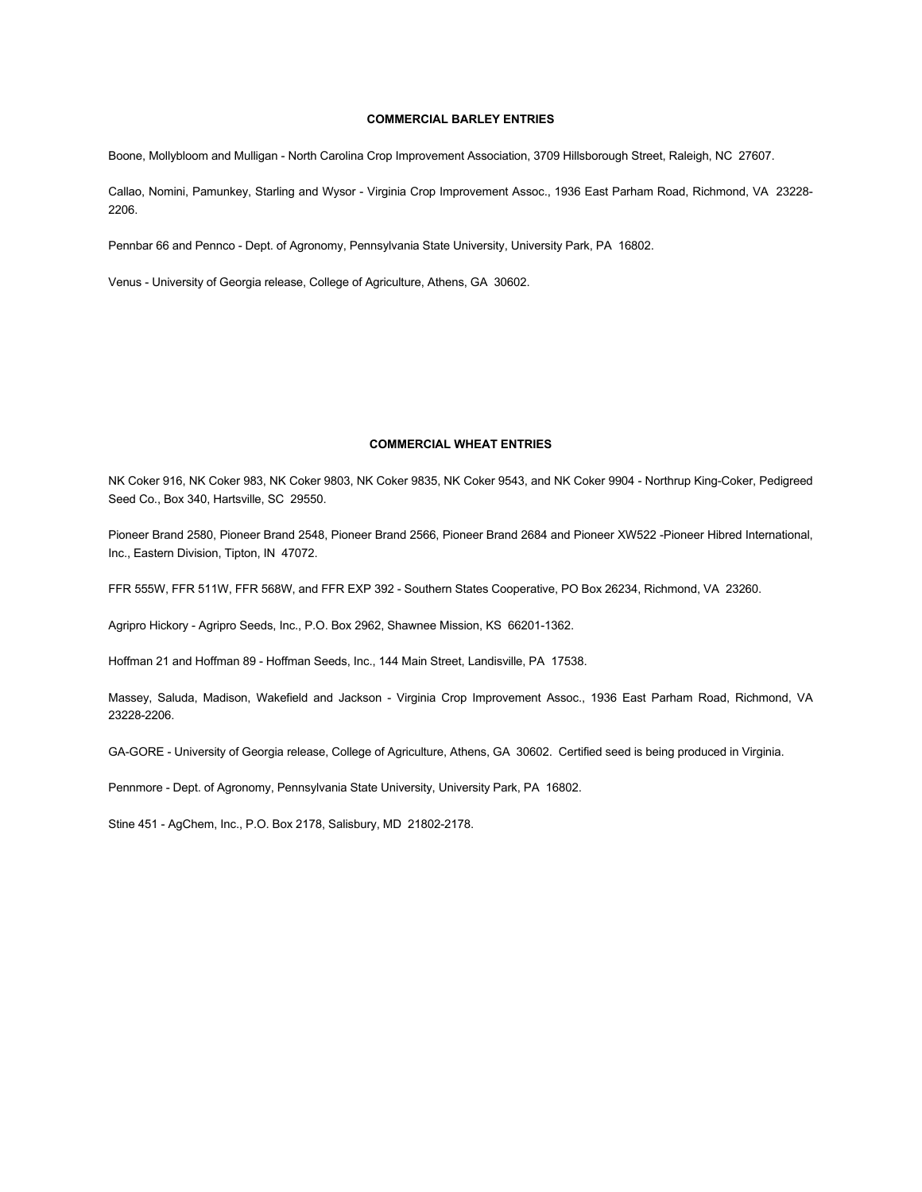## COMMERCIAL BARLEY ENTRIES

Boone, Mollybloom and Mulligan - North Carolina Crop Improvement Association, 3709 Hillsborough Street, Raleigh, NC 27607.

Callao, Nomini, Pamunkey, Starling and Wysor - Virginia Crop Improvement Assoc., 1936 East Parham Road, Richmond, VA 23228-2206.

Pennbar 66 and Pennco - Dept. of Agronomy, Pennsylvania State University, University Park, PA 16802.

Venus - University of Georgia release, College of Agriculture, Athens, GA 30602.

## COMMERCIAL WHEAT ENTRIES

NK Coker 916, NK Coker 983, NK Coker 9803, NK Coker 9835, NK Coker 9543, and NK Coker 9904 - Northrup King-Coker, Pedigreed Seed Co., Box 340, Hartsville, SC 29550.

Pioneer Brand 2580, Pioneer Brand 2548, Pioneer Brand 2566, Pioneer Brand 2684 and Pioneer XW522 -Pioneer Hibred International, Inc., Eastern Division, Tipton, IN 47072.

FFR 555W, FFR 511W, FFR 568W, and FFR EXP 392 - Southern States Cooperative, PO Box 26234, Richmond, VA 23260.

Agripro Hickory - Agripro Seeds, Inc., P.O. Box 2962, Shawnee Mission, KS 66201-1362.

Hoffman 21 and Hoffman 89 - Hoffman Seeds, Inc., 144 Main Street, Landisville, PA 17538.

Massey, Saluda, Madison, Wakefield and Jackson - Virginia Crop Improvement Assoc., 1936 East Parham Road, Richmond, VA 23228-2206.

GA-GORE - University of Georgia release, College of Agriculture, Athens, GA 30602. Certified seed is being produced in Virginia.

Pennmore - Dept. of Agronomy, Pennsylvania State University, University Park, PA 16802.

Stine 451 - AgChem, Inc., P.O. Box 2178, Salisbury, MD 21802-2178.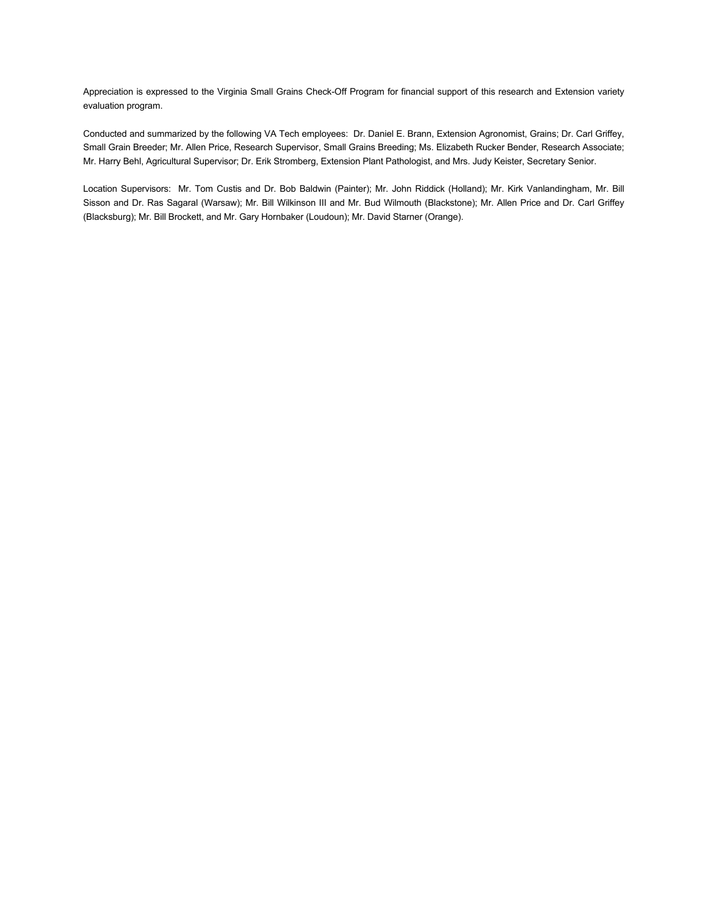Appreciation is expressed to the Virginia Small Grains Check-Off Program for financial support of this research and Extension variety evaluation program.

Conducted and summarized by the following VA Tech employees: Dr. Daniel E. Brann, Extension Agronomist, Grains; Dr. Carl Griffey, Small Grain Breeder; Mr. Allen Price, Research Supervisor, Small Grains Breeding; Ms. Elizabeth Rucker Bender, Research Associate; Mr. Harry Behl, Agricultural Supervisor; Dr. Erik Stromberg, Extension Plant Pathologist, and Mrs. Judy Keister, Secretary Senior.

Location Supervisors: Mr. Tom Custis and Dr. Bob Baldwin (Painter); Mr. John Riddick (Holland); Mr. Kirk Vanlandingham, Mr. Bill Sisson and Dr. Ras Sagaral (Warsaw); Mr. Bill Wilkinson III and Mr. Bud Wilmouth (Blackstone); Mr. Allen Price and Dr. Carl Griffey (Blacksburg); Mr. Bill Brockett, and Mr. Gary Hornbaker (Loudoun); Mr. David Starner (Orange).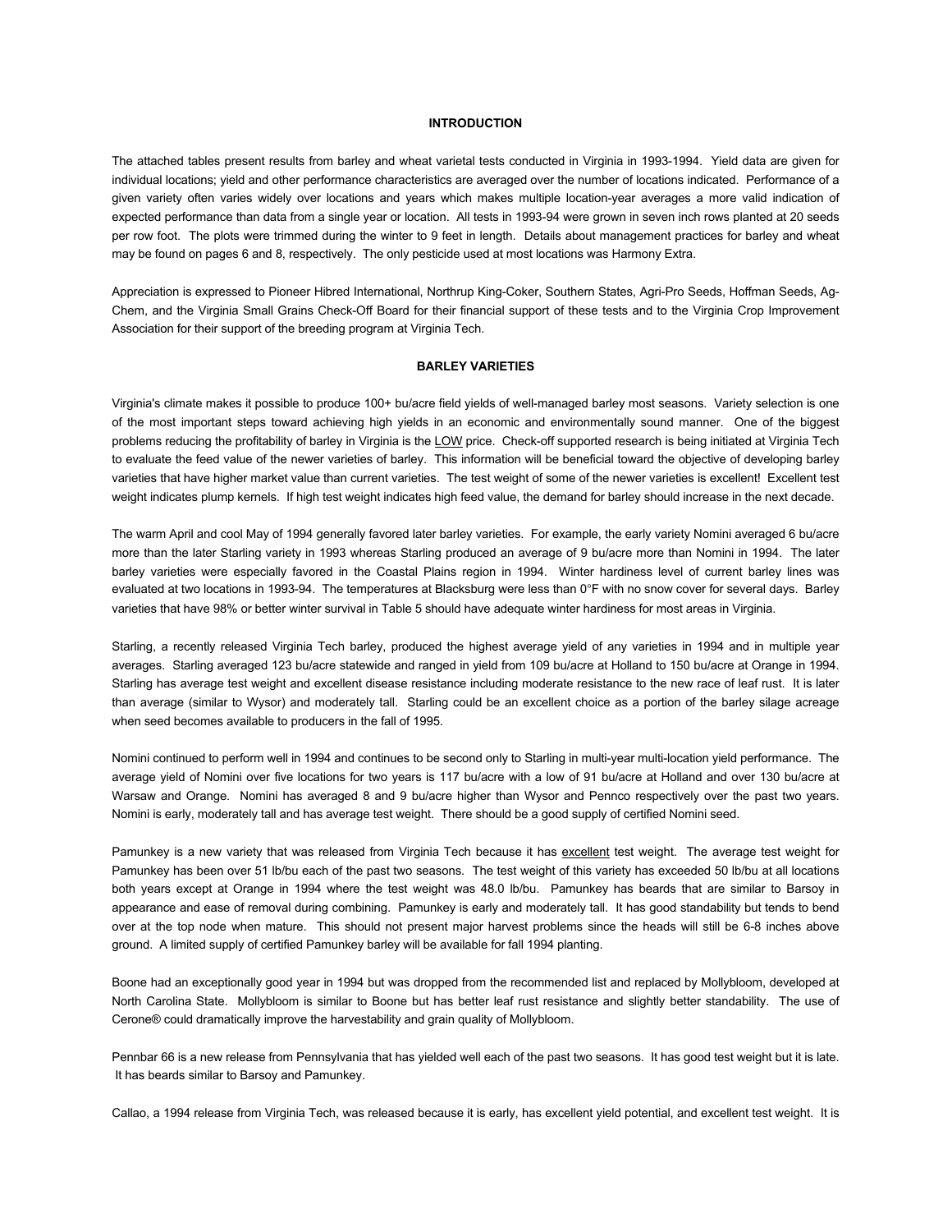## INTRODUCTION

The attached tables present results from barley and wheat varietal tests conducted in Virginia in 1993-1994. Yield data are given for individual locations; yield and other performance characteristics are averaged over the number of locations indicated. Performance of a given variety often varies widely over locations and years which makes multiple location-year averages a more valid indication of expected performance than data from a single year or location. All tests in 1993-94 were grown in seven inch rows planted at 20 seeds per row foot. The plots were trimmed during the winter to 9 feet in length. Details about management practices for barley and wheat may be found on pages 6 and 8, respectively. The only pesticide used at most locations was Harmony Extra.

Appreciation is expressed to Pioneer Hibred International, Northrup King-Coker, Southern States, Agri-Pro Seeds, Hoffman Seeds, Ag-Chem, and the Virginia Small Grains Check-Off Board for their financial support of these tests and to the Virginia Crop Improvement Association for their support of the breeding program at Virginia Tech.

## BARLEY VARIETIES

Virginia's climate makes it possible to produce 100+ bu/acre field yields of well-managed barley most seasons. Variety selection is one of the most important steps toward achieving high yields in an economic and environmentally sound manner. One of the biggest problems reducing the profitability of barley in Virginia is the LOW price. Check-off supported research is being initiated at Virginia Tech to evaluate the feed value of the newer varieties of barley. This information will be beneficial toward the objective of developing barley varieties that have higher market value than current varieties. The test weight of some of the newer varieties is excellent! Excellent test weight indicates plump kernels. If high test weight indicates high feed value, the demand for barley should increase in the next decade.

The warm April and cool May of 1994 generally favored later barley varieties. For example, the early variety Nomini averaged 6 bu/acre more than the later Starling variety in 1993 whereas Starling produced an average of 9 bu/acre more than Nomini in 1994. The later barley varieties were especially favored in the Coastal Plains region in 1994. Winter hardiness level of current barley lines was evaluated at two locations in 1993-94. The temperatures at Blacksburg were less than 0°F with no snow cover for several days. Barley varieties that have 98% or better winter survival in Table 5 should have adequate winter hardiness for most areas in Virginia.

Starling, a recently released Virginia Tech barley, produced the highest average yield of any varieties in 1994 and in multiple year averages. Starling averaged 123 bu/acre statewide and ranged in yield from 109 bu/acre at Holland to 150 bu/acre at Orange in 1994. Starling has average test weight and excellent disease resistance including moderate resistance to the new race of leaf rust. It is later than average (similar to Wysor) and moderately tall. Starling could be an excellent choice as a portion of the barley silage acreage when seed becomes available to producers in the fall of 1995.

Nomini continued to perform well in 1994 and continues to be second only to Starling in multi-year multi-location yield performance. The average yield of Nomini over five locations for two years is 117 bu/acre with a low of 91 bu/acre at Holland and over 130 bu/acre at Warsaw and Orange. Nomini has averaged 8 and 9 bu/acre higher than Wysor and Pennco respectively over the past two years. Nomini is early, moderately tall and has average test weight. There should be a good supply of certified Nomini seed.

Pamunkey is a new variety that was released from Virginia Tech because it has excellent test weight. The average test weight for Pamunkey has been over 51 lb/bu each of the past two seasons. The test weight of this variety has exceeded 50 lb/bu at all locations both years except at Orange in 1994 where the test weight was 48.0 lb/bu. Pamunkey has beards that are similar to Barsoy in appearance and ease of removal during combining. Pamunkey is early and moderately tall. It has good standability but tends to bend over at the top node when mature. This should not present major harvest problems since the heads will still be 6-8 inches above ground. A limited supply of certified Pamunkey barley will be available for fall 1994 planting.

Boone had an exceptionally good year in 1994 but was dropped from the recommended list and replaced by Mollybloom, developed at North Carolina State. Mollybloom is similar to Boone but has better leaf rust resistance and slightly better standability. The use of Cerone® could dramatically improve the harvestability and grain quality of Mollybloom.

Pennbar 66 is a new release from Pennsylvania that has yielded well each of the past two seasons. It has good test weight but it is late. It has beards similar to Barsoy and Pamunkey.

Callao, a 1994 release from Virginia Tech, was released because it is early, has excellent yield potential, and excellent test weight. It is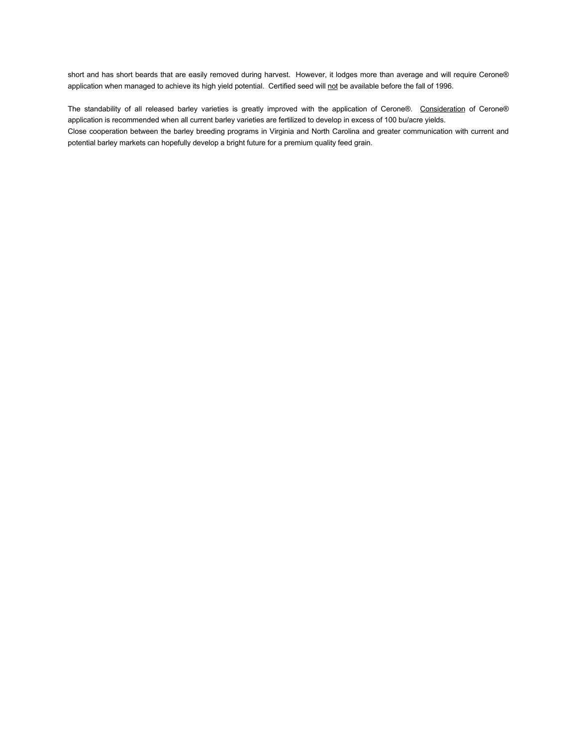short and has short beards that are easily removed during harvest. However, it lodges more than average and will require Cerone® application when managed to achieve its high yield potential. Certified seed will <u>not</u> be available before the fall of 1996.

The standability of all released barley varieties is greatly improved with the application of Cerone®. <u>Consideration</u> of Cerone® application is recommended when all current barley varieties are fertilized to develop in excess of 100 bu/acre yields.
Close cooperation between the barley breeding programs in Virginia and North Carolina and greater communication with current and potential barley markets can hopefully develop a bright future for a premium quality feed grain.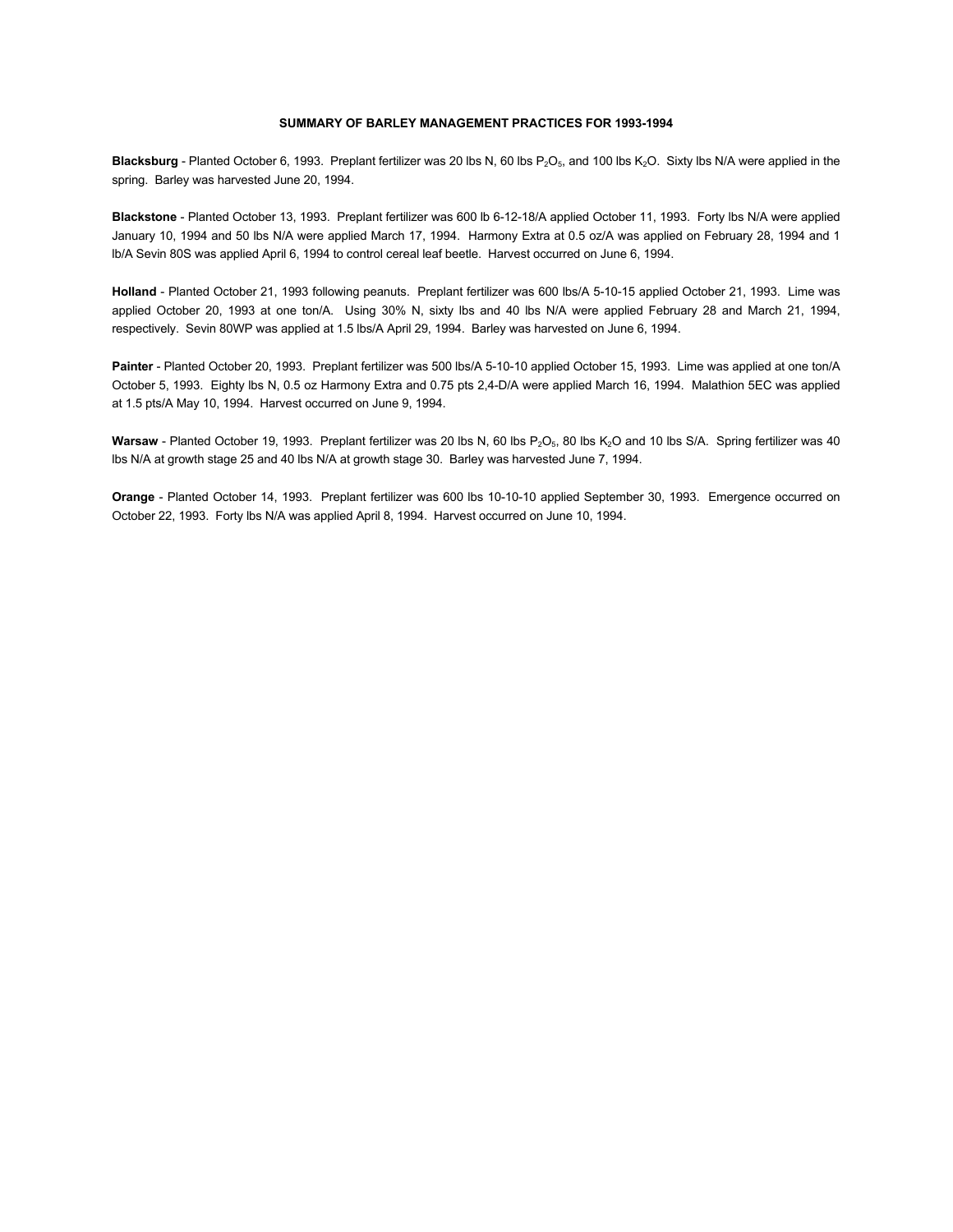### SUMMARY OF BARLEY MANAGEMENT PRACTICES FOR 1993-1994

**Blacksburg** - Planted October 6, 1993. Preplant fertilizer was 20 lbs N, 60 lbs $P_2O_5$, and 100 lbs $K_2O$. Sixty lbs N/A were applied in the spring. Barley was harvested June 20, 1994.

**Blackstone** - Planted October 13, 1993. Preplant fertilizer was 600 lb 6-12-18/A applied October 11, 1993. Forty lbs N/A were applied January 10, 1994 and 50 lbs N/A were applied March 17, 1994. Harmony Extra at 0.5 oz/A was applied on February 28, 1994 and 1 lb/A Sevin 80S was applied April 6, 1994 to control cereal leaf beetle. Harvest occurred on June 6, 1994.

**Holland** - Planted October 21, 1993 following peanuts. Preplant fertilizer was 600 lbs/A 5-10-15 applied October 21, 1993. Lime was applied October 20, 1993 at one ton/A. Using 30% N, sixty lbs and 40 lbs N/A were applied February 28 and March 21, 1994, respectively. Sevin 80WP was applied at 1.5 lbs/A April 29, 1994. Barley was harvested on June 6, 1994.

**Painter** - Planted October 20, 1993. Preplant fertilizer was 500 lbs/A 5-10-10 applied October 15, 1993. Lime was applied at one ton/A October 5, 1993. Eighty lbs N, 0.5 oz Harmony Extra and 0.75 pts 2,4-D/A were applied March 16, 1994. Malathion 5EC was applied at 1.5 pts/A May 10, 1994. Harvest occurred on June 9, 1994.

**Warsaw** - Planted October 19, 1993. Preplant fertilizer was 20 lbs N, 60 lbs $P_2O_5$, 80 lbs $K_2O$ and 10 lbs S/A. Spring fertilizer was 40 lbs N/A at growth stage 25 and 40 lbs N/A at growth stage 30. Barley was harvested June 7, 1994.

**Orange** - Planted October 14, 1993. Preplant fertilizer was 600 lbs 10-10-10 applied September 30, 1993. Emergence occurred on October 22, 1993. Forty lbs N/A was applied April 8, 1994. Harvest occurred on June 10, 1994.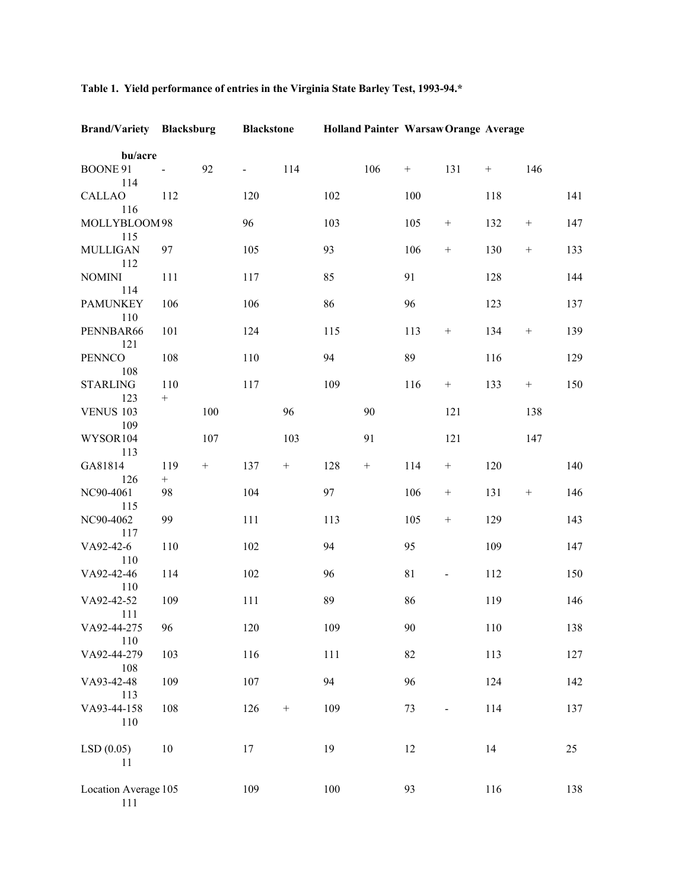**Table 1. Yield performance of entries in the Virginia State Barley Test, 1993-94.***

| Brand/Variety | Blacksburg | Blackstone | Holland | Painter | Warsaw | Orange | Average |
|---|---|---|---|---|---|---|---|
| | bu/acre | | | | | | |
| BOONE | 91 - | 92 - | 114 | 106 + | 131 + | 146 | 114 |
| CALLAO | 112 | 120 | 102 | 100 | 118 | 141 | 116 |
| MOLLYBLOOM | 98 | 96 | 103 | 105 + | 132 + | 147 | 115 |
| MULLIGAN | 97 | 105 | 93 | 106 + | 130 + | 133 | 112 |
| NOMINI | 111 | 117 | 85 | 91 | 128 | 144 | 114 |
| PAMUNKEY | 106 | 106 | 86 | 96 | 123 | 137 | 110 |
| PENNBAR66 | 101 | 124 | 115 | 113 + | 134 + | 139 | 121 |
| PENNCO | 108 | 110 | 94 | 89 | 116 | 129 | 108 |
| STARLING | 110 | 117 | 109 | 116 + | 133 + | 150 | 123 + |
| VENUS | 103 | 100 | 96 | 90 | 121 | 138 | 109 |
| WYSOR | 104 | 107 | 103 | 91 | 121 | 147 | 113 |
| GA81814 | 119 + | 137 + | 128 + | 114 + | 120 | 140 | 126 + |
| NC90-4061 | 98 | 104 | 97 | 106 + | 131 + | 146 | 115 |
| NC90-4062 | 99 | 111 | 113 | 105 + | 129 | 143 | 117 |
| VA92-42-6 | 110 | 102 | 94 | 95 | 109 | 147 | 110 |
| VA92-42-46 | 114 | 102 | 96 | 81 - | 112 | 150 | 110 |
| VA92-42-52 | 109 | 111 | 89 | 86 | 119 | 146 | 111 |
| VA92-44-275 | 96 | 120 | 109 | 90 | 110 | 138 | 110 |
| VA92-44-279 | 103 | 116 | 111 | 82 | 113 | 127 | 108 |
| VA93-42-48 | 109 | 107 | 94 | 96 | 124 | 142 | 113 |
| VA93-44-158 | 108 | 126 + | 109 | 73 - | 114 | 137 | 110 |
| LSD (0.05) | 10 | 17 | 19 | 12 | 14 | 25 | 11 |
| Location Average | 105 | 109 | 100 | 93 | 116 | 138 | 111 |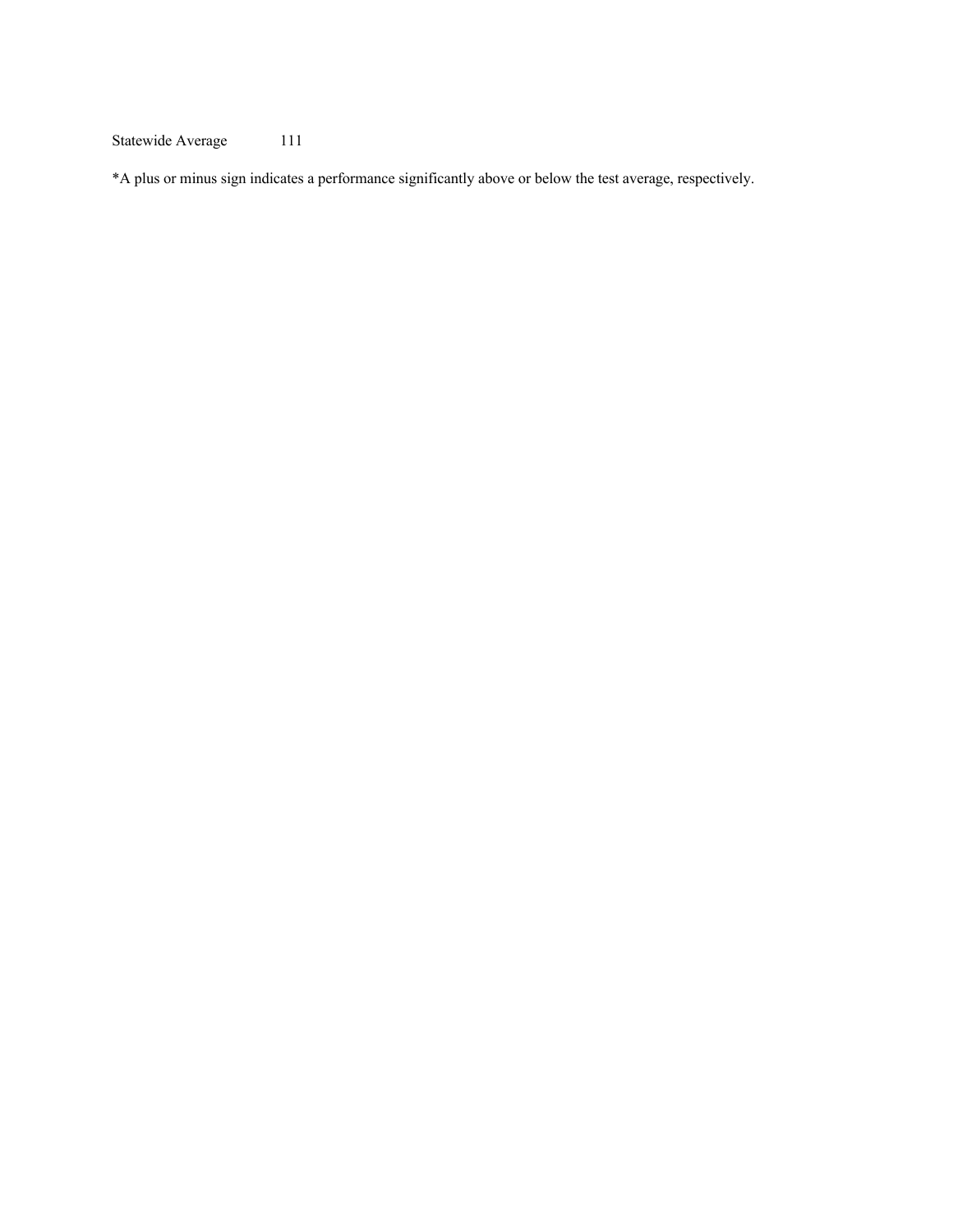| Statewide Average | 111 |
|---|---|

*A plus or minus sign indicates a performance significantly above or below the test average, respectively.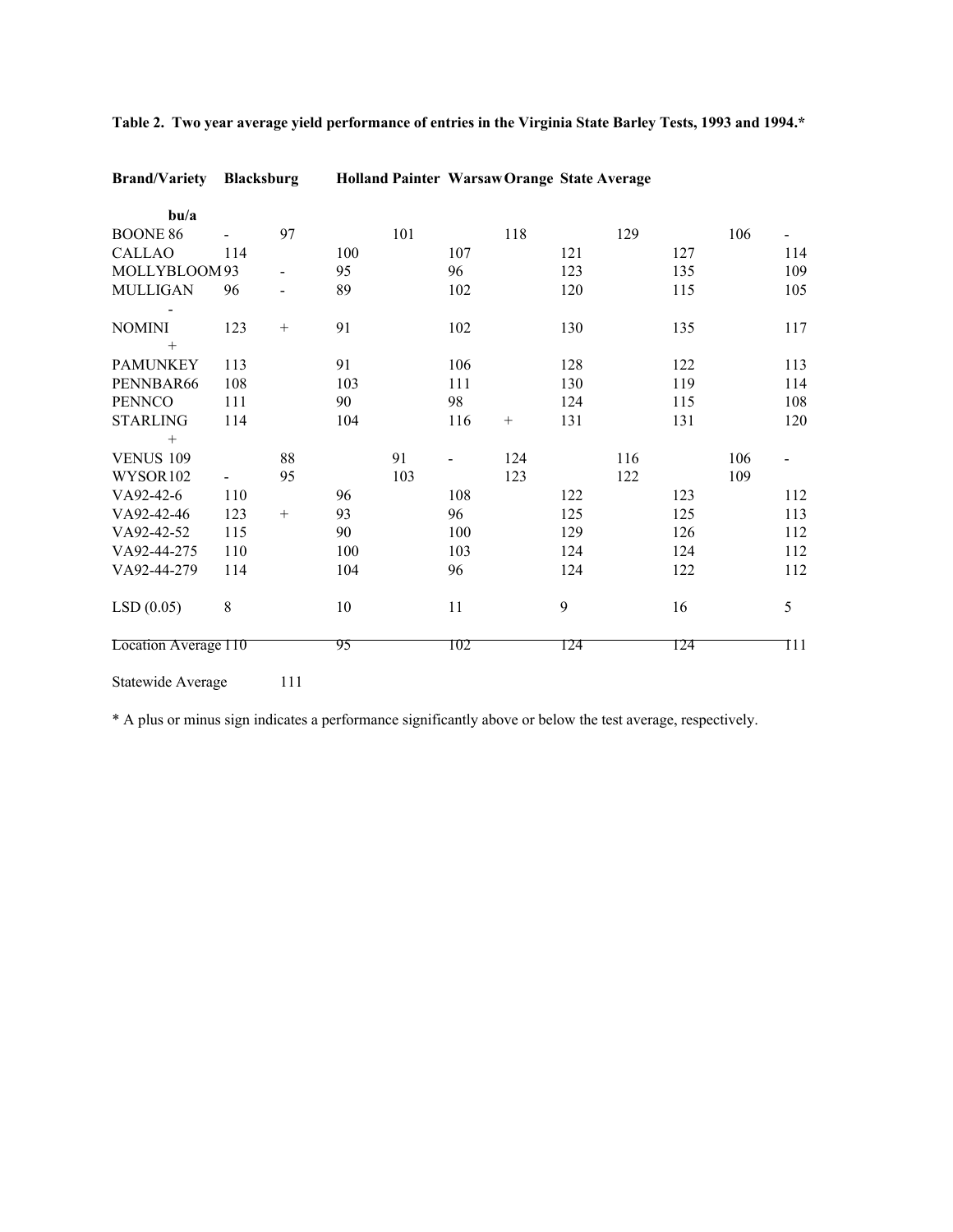**Table 2. Two year average yield performance of entries in the Virginia State Barley Tests, 1993 and 1994.***

| Brand/Variety | Blacksburg | Holland | Painter | Warsaw | Orange | State Average |
|---|---|---|---|---|---|---|
| | bu/a | | | | | |
| BOONE | 86 - | 97 | 101 | 118 | 129 | 106 - |
| CALLAO | 114 | 100 | 107 | 121 | 127 | 114 |
| MOLLYBLOOM | 93 - | 95 | 96 | 123 | 135 | 109 |
| MULLIGAN | 96 - | 89 | 102 | 120 | 115 | 105 - |
| NOMINI | 123 + | 91 | 102 | 130 | 135 | 117 + |
| PAMUNKEY | 113 | 91 | 106 | 128 | 122 | 113 |
| PENNBAR66 | 108 | 103 | 111 | 130 | 119 | 114 |
| PENNCO | 111 | 90 | 98 | 124 | 115 | 108 |
| STARLING | 114 | 104 | 116 + | 131 | 131 | 120 + |
| VENUS | 109 | 88 | 91 - | 124 | 116 | 106 - |
| WYSOR | 102 - | 95 | 103 | 123 | 122 | 109 |
| VA92-42-6 | 110 | 96 | 108 | 122 | 123 | 112 |
| VA92-42-46 | 123 + | 93 | 96 | 125 | 125 | 113 |
| VA92-42-52 | 115 | 90 | 100 | 129 | 126 | 112 |
| VA92-44-275 | 110 | 100 | 103 | 124 | 124 | 112 |
| VA92-44-279 | 114 | 104 | 96 | 124 | 122 | 112 |
| LSD (0.05) | 8 | 10 | 11 | 9 | 16 | 5 |
| Location Average | 110 | 95 | 102 | 124 | 124 | 111 |

Statewide Average 111

* A plus or minus sign indicates a performance significantly above or below the test average, respectively.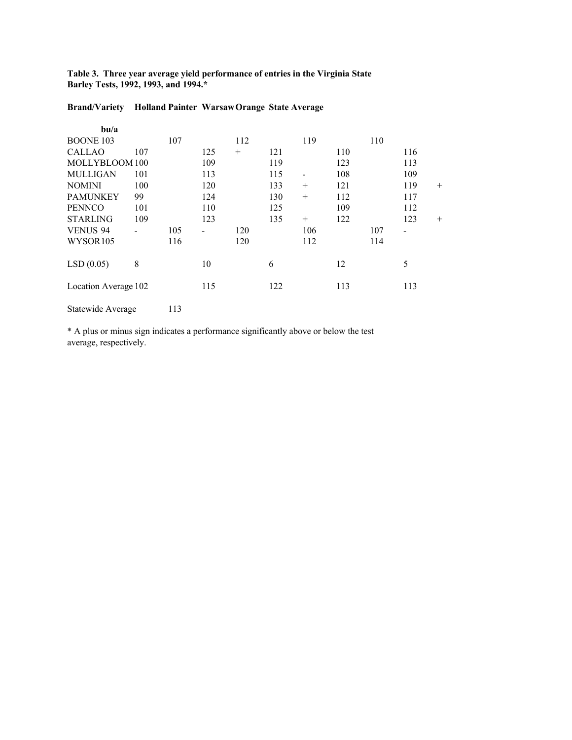**Table 3. Three year average yield performance of entries in the Virginia State Barley Tests, 1992, 1993, and 1994.***

| Brand/Variety | Holland | Painter | Warsaw | Orange | State Average |
|---|---|---|---|---|---|
| | bu/a | | | | |
| BOONE | 103 | 107 | 112 | 119 | 110 |
| CALLAO | 107 | 125 + | 121 | 110 | 116 |
| MOLLYBLOOM | 100 | 109 | 119 | 123 | 113 |
| MULLIGAN | 101 | 113 | 115 - | 108 | 109 |
| NOMINI | 100 | 120 | 133 + | 121 | 119 + |
| PAMUNKEY | 99 | 124 | 130 + | 112 | 117 |
| PENNCO | 101 | 110 | 125 | 109 | 112 |
| STARLING | 109 | 123 | 135 + | 122 | 123 + |
| VENUS | 94 - | 105 - | 120 | 106 | 107 - |
| WYSOR | 105 | 116 | 120 | 112 | 114 |
| LSD (0.05) | 8 | 10 | 6 | 12 | 5 |
| Location Average | 102 | 115 | 122 | 113 | 113 |
| Statewide Average | 113 | | | | |

* A plus or minus sign indicates a performance significantly above or below the test average, respectively.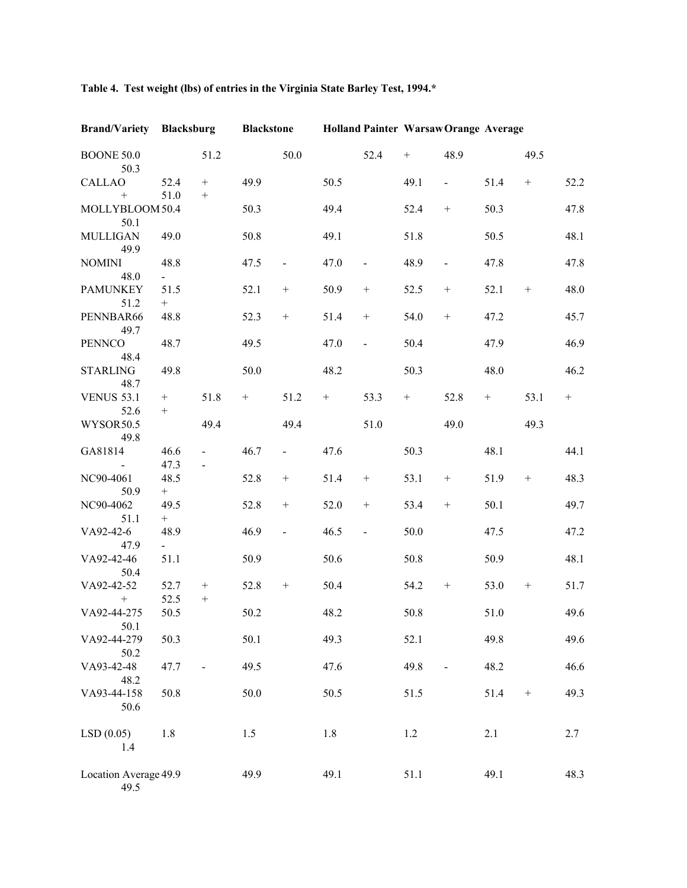**Table 4. Test weight (lbs) of entries in the Virginia State Barley Test, 1994.***

| Brand/Variety | Blacksburg | Blackstone | Holland | Painter | Warsaw | Orange | Average |
|---|---|---|---|---|---|---|---|
| BOONE | 50.0 | 51.2 | 50.0 | 52.4 + | 48.9 | 49.5 | 50.3 |
| CALLAO | 52.4 + | 49.9 | 50.5 | 49.1 - | 51.4 + | 52.2 + | 51.0 + |
| MOLLYBLOOM | 50.4 | 50.3 | 49.4 | 52.4 + | 50.3 | 47.8 | 50.1 |
| MULLIGAN | 49.0 | 50.8 | 49.1 | 51.8 | 50.5 | 48.1 | 49.9 |
| NOMINI | 48.8 | 47.5 - | 47.0 - | 48.9 - | 47.8 | 47.8 | 48.0 - |
| PAMUNKEY | 51.5 | 52.1 + | 50.9 + | 52.5 + | 52.1 + | 48.0 | 51.2 + |
| PENNBAR66 | 48.8 | 52.3 + | 51.4 + | 54.0 + | 47.2 | 45.7 | 49.7 |
| PENNCO | 48.7 | 49.5 | 47.0 - | 50.4 | 47.9 | 46.9 | 48.4 |
| STARLING | 49.8 | 50.0 | 48.2 | 50.3 | 48.0 | 46.2 | 48.7 |
| VENUS | 53.1 + | 51.8 + | 51.2 + | 53.3 + | 52.8 + | 53.1 + | 52.6 + |
| WYSOR | 50.5 | 49.4 | 49.4 | 51.0 | 49.0 | 49.3 | 49.8 |
| GA81814 | 46.6 - | 46.7 - | 47.6 | 50.3 | 48.1 | 44.1 - | 47.3 - |
| NC90-4061 | 48.5 | 52.8 + | 51.4 + | 53.1 + | 51.9 + | 48.3 | 50.9 + |
| NC90-4062 | 49.5 | 52.8 + | 52.0 + | 53.4 + | 50.1 | 49.7 | 51.1 + |
| VA92-42-6 | 48.9 | 46.9 - | 46.5 - | 50.0 | 47.5 | 47.2 | 47.9 - |
| VA92-42-46 | 51.1 | 50.9 | 50.6 | 50.8 | 50.9 | 48.1 | 50.4 |
| VA92-42-52 | 52.7 + | 52.8 + | 50.4 | 54.2 + | 53.0 + | 51.7 + | 52.5 + |
| VA92-44-275 | 50.5 | 50.2 | 48.2 | 50.8 | 51.0 | 49.6 | 50.1 |
| VA92-44-279 | 50.3 | 50.1 | 49.3 | 52.1 | 49.8 | 49.6 | 50.2 |
| VA93-42-48 | 47.7 - | 49.5 | 47.6 | 49.8 - | 48.2 | 46.6 | 48.2 |
| VA93-44-158 | 50.8 | 50.0 | 50.5 | 51.5 | 51.4 + | 49.3 | 50.6 |
| LSD (0.05) | 1.8 | 1.5 | 1.8 | 1.2 | 2.1 | 2.7 | 1.4 |
| Location Average | 49.9 | 49.9 | 49.1 | 51.1 | 49.1 | 48.3 | 49.5 |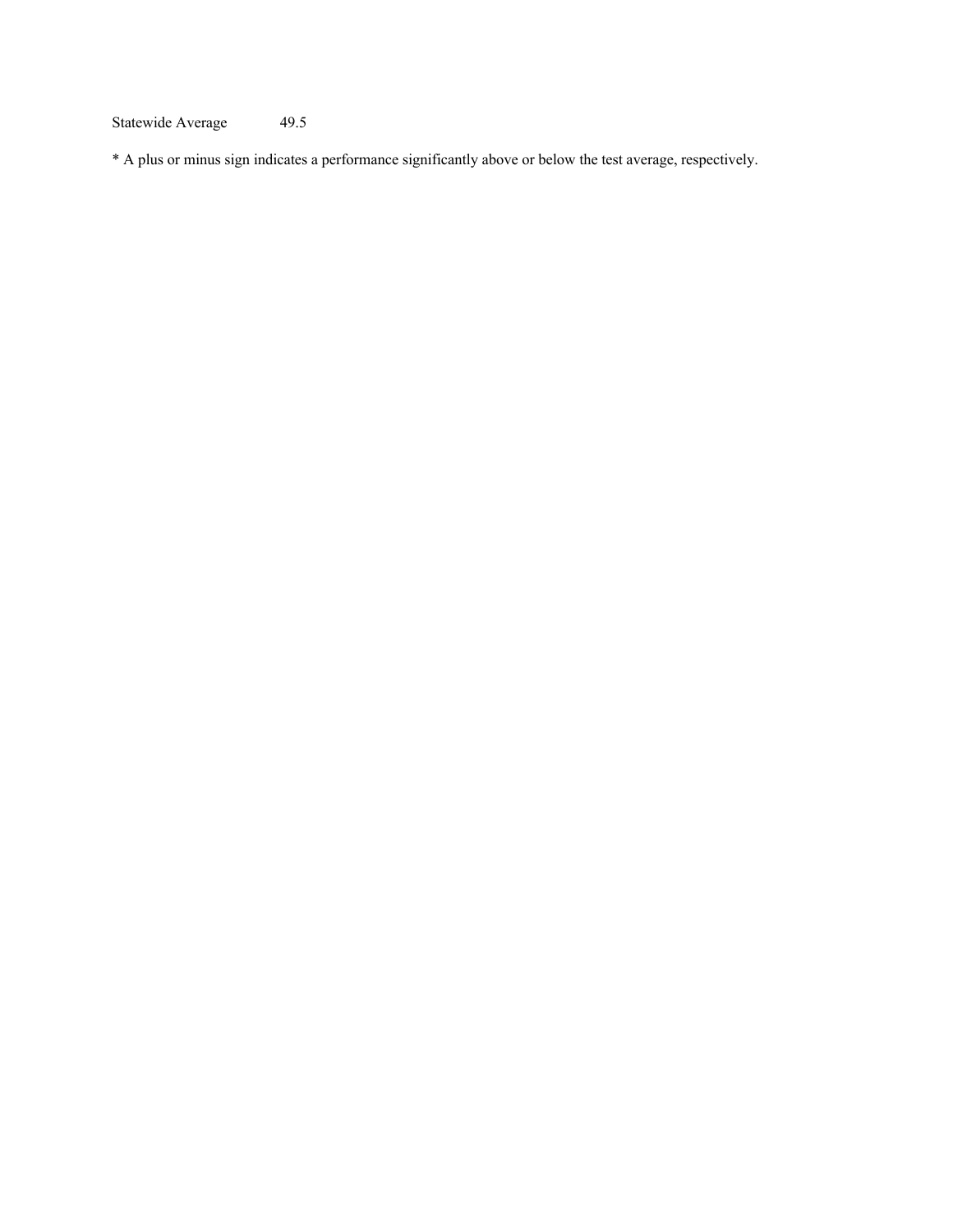| Statewide Average | 49.5 |
| --- | --- |

* A plus or minus sign indicates a performance significantly above or below the test average, respectively.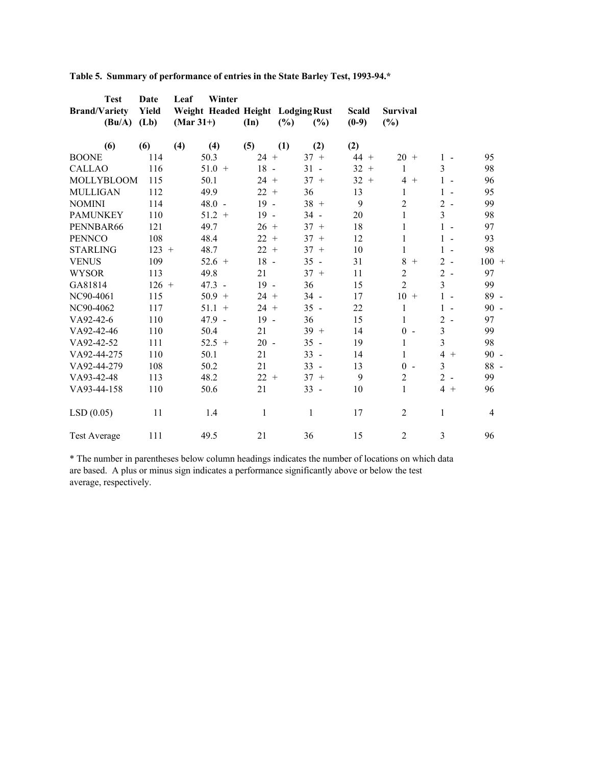**Table 5. Summary of performance of entries in the State Barley Test, 1993-94.***

| Brand/Variety | Yield (Bu/A) | Test Weight (Lb) | Date Headed (Mar 31+) | Height (In) | Lodging (%) | Leaf Rust (%) | Scald (0-9) | Winter Survival (%) |
|---|---|---|---|---|---|---|---|---|
| | (6) | (6) | (4) | (4) | (5) | (1) | (2) | (2) |
| BOONE | 114 | 50.3 | 24 + | 37 + | 44 + | 20 + | 1 - | 95 |
| CALLAO | 116 | 51.0 + | 18 - | 31 - | 32 + | 1 | 3 | 98 |
| MOLLYBLOOM | 115 | 50.1 | 24 + | 37 + | 32 + | 4 + | 1 - | 96 |
| MULLIGAN | 112 | 49.9 | 22 + | 36 | 13 | 1 | 1 - | 95 |
| NOMINI | 114 | 48.0 - | 19 - | 38 + | 9 | 2 | 2 - | 99 |
| PAMUNKEY | 110 | 51.2 + | 19 - | 34 - | 20 | 1 | 3 | 98 |
| PENNBAR66 | 121 | 49.7 | 26 + | 37 + | 18 | 1 | 1 - | 97 |
| PENNCO | 108 | 48.4 | 22 + | 37 + | 12 | 1 | 1 - | 93 |
| STARLING | 123 + | 48.7 | 22 + | 37 + | 10 | 1 | 1 - | 98 |
| VENUS | 109 | 52.6 + | 18 - | 35 - | 31 | 8 + | 2 - | 100 + |
| WYSOR | 113 | 49.8 | 21 | 37 + | 11 | 2 | 2 - | 97 |
| GA81814 | 126 + | 47.3 - | 19 - | 36 | 15 | 2 | 3 | 99 |
| NC90-4061 | 115 | 50.9 + | 24 + | 34 - | 17 | 10 + | 1 - | 89 - |
| NC90-4062 | 117 | 51.1 + | 24 + | 35 - | 22 | 1 | 1 - | 90 - |
| VA92-42-6 | 110 | 47.9 - | 19 - | 36 | 15 | 1 | 2 - | 97 |
| VA92-42-46 | 110 | 50.4 | 21 | 39 + | 14 | 0 - | 3 | 99 |
| VA92-42-52 | 111 | 52.5 + | 20 - | 35 - | 19 | 1 | 3 | 98 |
| VA92-44-275 | 110 | 50.1 | 21 | 33 - | 14 | 1 | 4 + | 90 - |
| VA92-44-279 | 108 | 50.2 | 21 | 33 - | 13 | 0 - | 3 | 88 - |
| VA93-42-48 | 113 | 48.2 | 22 + | 37 + | 9 | 2 | 2 - | 99 |
| VA93-44-158 | 110 | 50.6 | 21 | 33 - | 10 | 1 | 4 + | 96 |
| LSD (0.05) | 11 | 1.4 | 1 | 1 | 17 | 2 | 1 | 4 |
| Test Average | 111 | 49.5 | 21 | 36 | 15 | 2 | 3 | 96 |

* The number in parentheses below column headings indicates the number of locations on which data are based. A plus or minus sign indicates a performance significantly above or below the test average, respectively.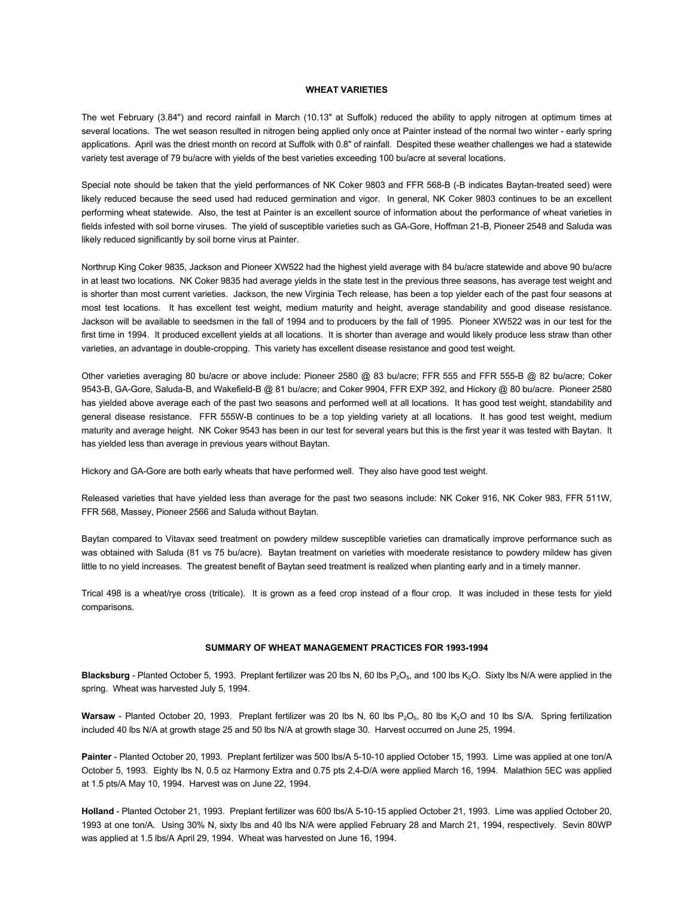## WHEAT VARIETIES

The wet February (3.84") and record rainfall in March (10.13" at Suffolk) reduced the ability to apply nitrogen at optimum times at several locations. The wet season resulted in nitrogen being applied only once at Painter instead of the normal two winter - early spring applications. April was the driest month on record at Suffolk with 0.8" of rainfall. Despited these weather challenges we had a statewide variety test average of 79 bu/acre with yields of the best varieties exceeding 100 bu/acre at several locations.

Special note should be taken that the yield performances of NK Coker 9803 and FFR 568-B (-B indicates Baytan-treated seed) were likely reduced because the seed used had reduced germination and vigor. In general, NK Coker 9803 continues to be an excellent performing wheat statewide. Also, the test at Painter is an excellent source of information about the performance of wheat varieties in fields infested with soil borne viruses. The yield of susceptible varieties such as GA-Gore, Hoffman 21-B, Pioneer 2548 and Saluda was likely reduced significantly by soil borne virus at Painter.

Northrup King Coker 9835, Jackson and Pioneer XW522 had the highest yield average with 84 bu/acre statewide and above 90 bu/acre in at least two locations. NK Coker 9835 had average yields in the state test in the previous three seasons, has average test weight and is shorter than most current varieties. Jackson, the new Virginia Tech release, has been a top yielder each of the past four seasons at most test locations. It has excellent test weight, medium maturity and height, average standability and good disease resistance. Jackson will be available to seedsmen in the fall of 1994 and to producers by the fall of 1995. Pioneer XW522 was in our test for the first time in 1994. It produced excellent yields at all locations. It is shorter than average and would likely produce less straw than other varieties, an advantage in double-cropping. This variety has excellent disease resistance and good test weight.

Other varieties averaging 80 bu/acre or above include: Pioneer 2580 @ 83 bu/acre; FFR 555 and FFR 555-B @ 82 bu/acre; Coker 9543-B, GA-Gore, Saluda-B, and Wakefield-B @ 81 bu/acre; and Coker 9904, FFR EXP 392, and Hickory @ 80 bu/acre. Pioneer 2580 has yielded above average each of the past two seasons and performed well at all locations. It has good test weight, standability and general disease resistance. FFR 555W-B continues to be a top yielding variety at all locations. It has good test weight, medium maturity and average height. NK Coker 9543 has been in our test for several years but this is the first year it was tested with Baytan. It has yielded less than average in previous years without Baytan.

Hickory and GA-Gore are both early wheats that have performed well. They also have good test weight.

Released varieties that have yielded less than average for the past two seasons include: NK Coker 916, NK Coker 983, FFR 511W, FFR 568, Massey, Pioneer 2566 and Saluda without Baytan.

Baytan compared to Vitavax seed treatment on powdery mildew susceptible varieties can dramatically improve performance such as was obtained with Saluda (81 vs 75 bu/acre). Baytan treatment on varieties with moederate resistance to powdery mildew has given little to no yield increases. The greatest benefit of Baytan seed treatment is realized when planting early and in a timely manner.

Trical 498 is a wheat/rye cross (triticale). It is grown as a feed crop instead of a flour crop. It was included in these tests for yield comparisons.

## SUMMARY OF WHEAT MANAGEMENT PRACTICES FOR 1993-1994

**Blacksburg** - Planted October 5, 1993. Preplant fertilizer was 20 lbs N, 60 lbs $P_2O_5$, and 100 lbs $K_2O$. Sixty lbs N/A were applied in the spring. Wheat was harvested July 5, 1994.

**Warsaw** - Planted October 20, 1993. Preplant fertilizer was 20 lbs N, 60 lbs $P_2O_5$, 80 lbs $K_2O$ and 10 lbs S/A. Spring fertilization included 40 lbs N/A at growth stage 25 and 50 lbs N/A at growth stage 30. Harvest occurred on June 25, 1994.

**Painter** - Planted October 20, 1993. Preplant fertilizer was 500 lbs/A 5-10-10 applied October 15, 1993. Lime was applied at one ton/A October 5, 1993. Eighty lbs N, 0.5 oz Harmony Extra and 0.75 pts 2,4-D/A were applied March 16, 1994. Malathion 5EC was applied at 1.5 pts/A May 10, 1994. Harvest was on June 22, 1994.

**Holland** - Planted October 21, 1993. Preplant fertilizer was 600 lbs/A 5-10-15 applied October 21, 1993. Lime was applied October 20, 1993 at one ton/A. Using 30% N, sixty lbs and 40 lbs N/A were applied February 28 and March 21, 1994, respectively. Sevin 80WP was applied at 1.5 lbs/A April 29, 1994. Wheat was harvested on June 16, 1994.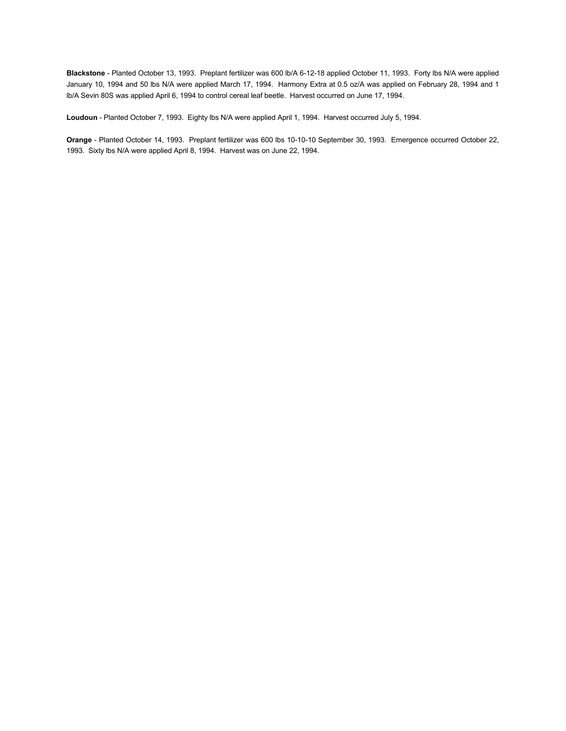**Blackstone** - Planted October 13, 1993. Preplant fertilizer was 600 lb/A 6-12-18 applied October 11, 1993. Forty lbs N/A were applied January 10, 1994 and 50 lbs N/A were applied March 17, 1994. Harmony Extra at 0.5 oz/A was applied on February 28, 1994 and 1 lb/A Sevin 80S was applied April 6, 1994 to control cereal leaf beetle. Harvest occurred on June 17, 1994.

**Loudoun** - Planted October 7, 1993. Eighty lbs N/A were applied April 1, 1994. Harvest occurred July 5, 1994.

**Orange** - Planted October 14, 1993. Preplant fertilizer was 600 lbs 10-10-10 September 30, 1993. Emergence occurred October 22, 1993. Sixty lbs N/A were applied April 8, 1994. Harvest was on June 22, 1994.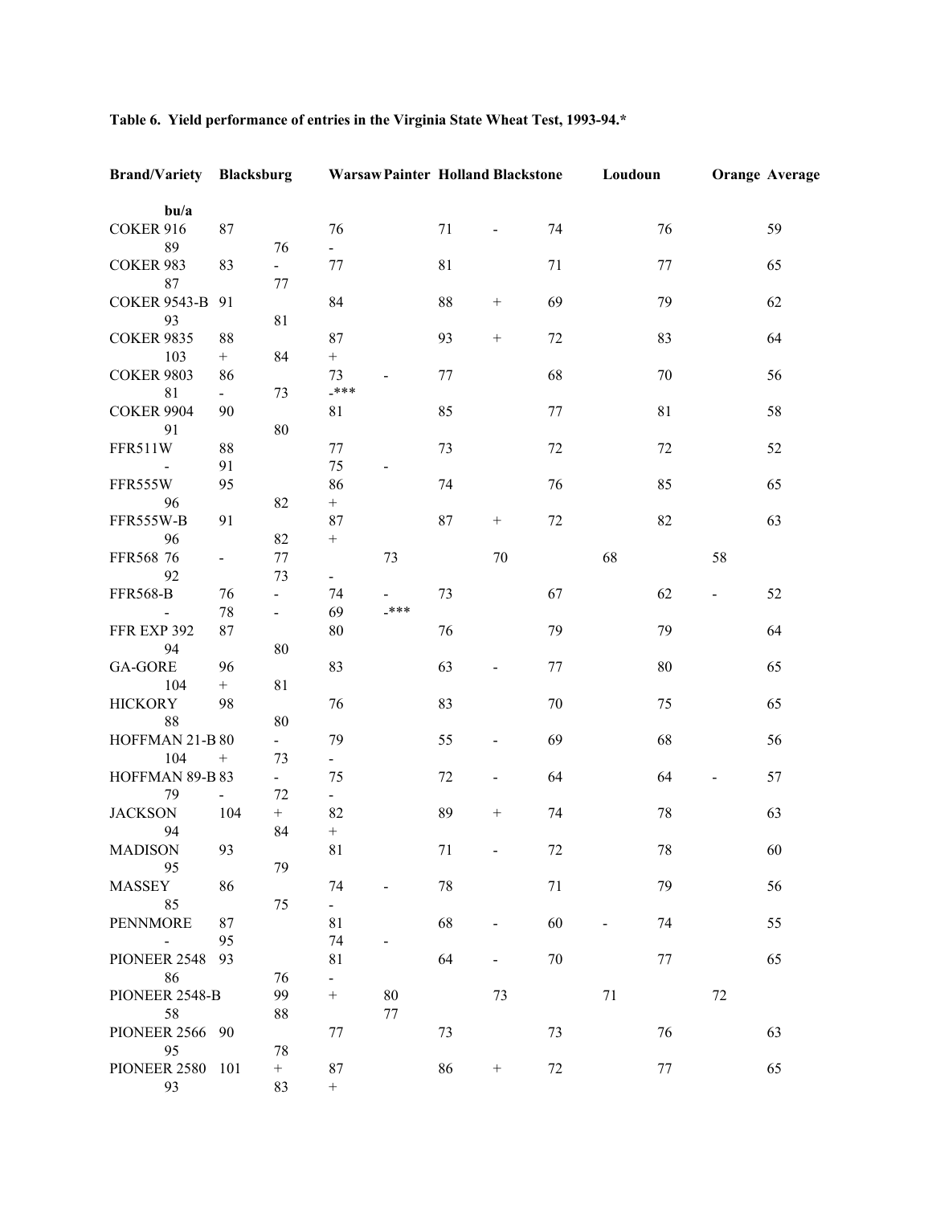**Table 6. Yield performance of entries in the Virginia State Wheat Test, 1993-94.***

| Brand/Variety | Blacksburg | Warsaw | Painter | Holland | Blackstone | Loudoun | Orange | Average |
|---|---|---|---|---|---|---|---|---|
| | bu/a | | | | | | | |
| COKER 916 | 87 | 76 | 71 - | 74 | 76 | 59 | 89 | 76 - |
| COKER 983 | 83 - | 77 | 81 | 71 | 77 | 65 | 87 | 77 |
| COKER 9543-B | 91 | 84 | 88 + | 69 | 79 | 62 | 93 | 81 |
| COKER 9835 | 88 | 87 | 93 + | 72 | 83 | 64 | 103 + | 84 + |
| COKER 9803 | 86 | 73 - | 77 | 68 | 70 | 56 | 81 - | 73 -*** |
| COKER 9904 | 90 | 81 | 85 | 77 | 81 | 58 | 91 | 80 |
| FFR511W | 88 | 77 | 73 | 72 | 72 | 52 - | 91 | 75 - |
| FFR555W | 95 | 86 | 74 | 76 | 85 | 65 | 96 | 82 + |
| FFR555W-B | 91 | 87 | 87 + | 72 | 82 | 63 | 96 | 82 + |
| FFR568 | 76 - | 77 | 73 | 70 | 68 | 58 | 92 | 73 - |
| FFR568-B | 76 - | 74 - | 73 | 67 | 62 - | 52 - | 78 - | 69 -*** |
| FFR EXP 392 | 87 | 80 | 76 | 79 | 79 | 64 | 94 | 80 |
| GA-GORE | 96 | 83 | 63 - | 77 | 80 | 65 | 104 + | 81 |
| HICKORY | 98 | 76 | 83 | 70 | 75 | 65 | 88 | 80 |
| HOFFMAN 21-B | 80 - | 79 | 55 - | 69 | 68 | 56 | 104 + | 73 - |
| HOFFMAN 89-B | 83 - | 75 | 72 - | 64 | 64 - | 57 | 79 - | 72 - |
| JACKSON | 104 + | 82 | 89 + | 74 | 78 | 63 | 94 | 84 + |
| MADISON | 93 | 81 | 71 - | 72 | 78 | 60 | 95 | 79 |
| MASSEY | 86 | 74 - | 78 | 71 | 79 | 56 | 85 | 75 - |
| PENNMORE | 87 | 81 | 68 - | 60 - | 74 | 55 - | 95 | 74 - |
| PIONEER 2548 | 93 | 81 | 64 - | 70 | 77 | 65 | 86 | 76 - |
| PIONEER 2548-B | 99 + | 80 | 73 | 71 | 72 | 58 | 88 | 77 |
| PIONEER 2566 | 90 | 77 | 73 | 73 | 76 | 63 | 95 | 78 |
| PIONEER 2580 | 101 + | 87 | 86 + | 72 | 77 | 65 | 93 | 83 + |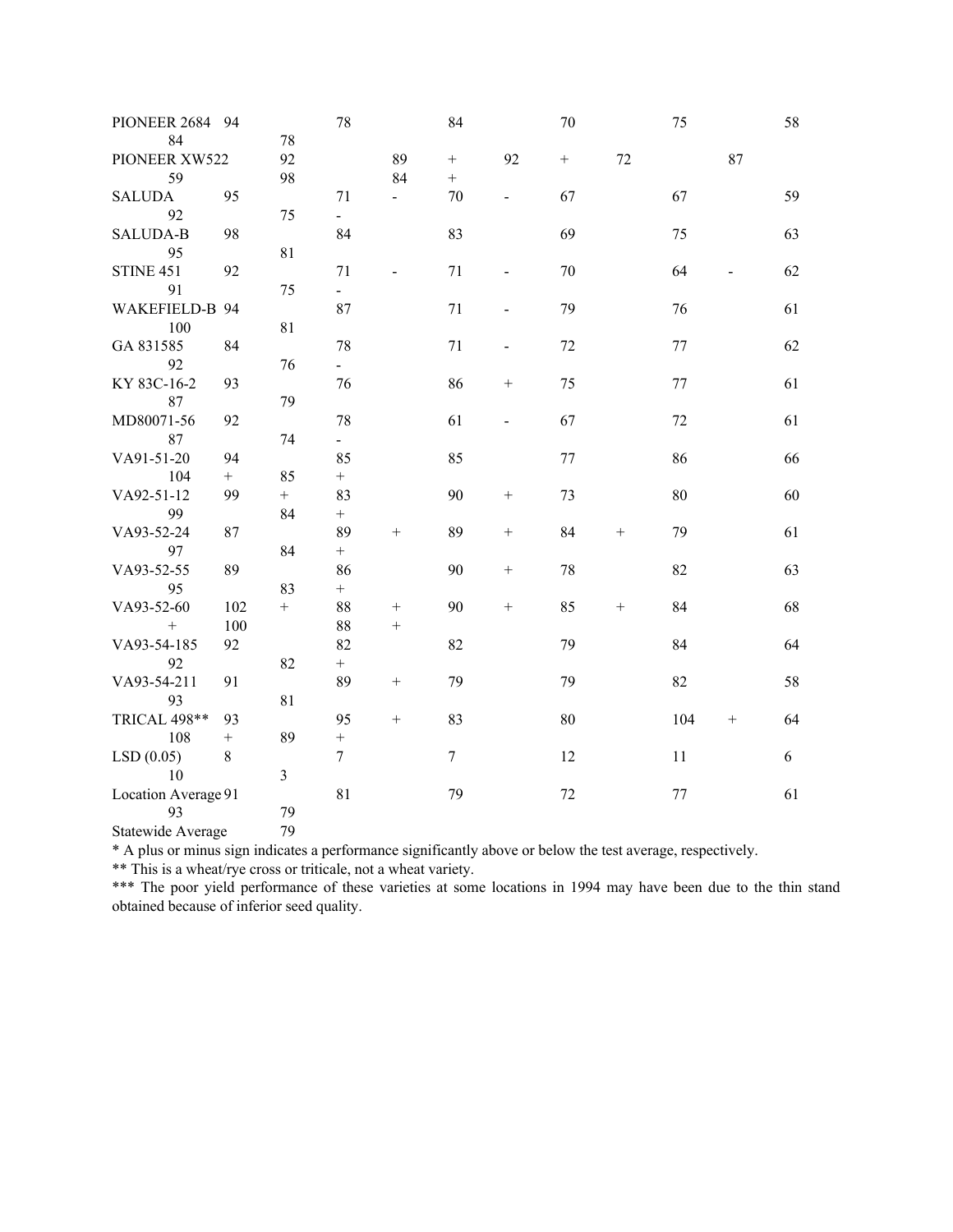| | | | | | | | | |
|---|---|---|---|---|---|---|---|---|
| PIONEER 2684 | 94 | 78 | 84 | 70 | 75 | 58 | 84 | 78 |
| PIONEER XW522 | 92 | 89 + | 92 + | 72 | 87 | 59 | 98 | 84 + |
| SALUDA | 95 | 71 - | 70 - | 67 | 67 | 59 | 92 | 75 - |
| SALUDA-B | 98 | 84 | 83 | 69 | 75 | 63 | 95 | 81 |
| STINE 451 | 92 | 71 - | 71 - | 70 | 64 - | 62 | 91 | 75 - |
| WAKEFIELD-B | 94 | 87 | 71 - | 79 | 76 | 61 | 100 | 81 |
| GA 831585 | 84 | 78 | 71 - | 72 | 77 | 62 | 92 | 76 - |
| KY 83C-16-2 | 93 | 76 | 86 + | 75 | 77 | 61 | 87 | 79 |
| MD80071-56 | 92 | 78 | 61 - | 67 | 72 | 61 | 87 | 74 - |
| VA91-51-20 | 94 | 85 | 85 | 77 | 86 | 66 | 104 + | 85 + |
| VA92-51-12 | 99 + | 83 | 90 + | 73 | 80 | 60 | 99 | 84 + |
| VA93-52-24 | 87 | 89 + | 89 + | 84 + | 79 | 61 | 97 | 84 + |
| VA93-52-55 | 89 | 86 | 90 + | 78 | 82 | 63 | 95 | 83 + |
| VA93-52-60 | 102 + | 88 + | 90 + | 85 + | 84 | 68 + | 100 | 88 + |
| VA93-54-185 | 92 | 82 | 82 | 79 | 84 | 64 | 92 | 82 + |
| VA93-54-211 | 91 | 89 + | 79 | 79 | 82 | 58 | 93 | 81 |
| TRICAL 498** | 93 | 95 + | 83 | 80 | 104 + | 64 | 108 + | 89 + |
| LSD (0.05) | 8 | 7 | 7 | 12 | 11 | 6 | 10 | 3 |
| Location Average | 91 | 81 | 79 | 72 | 77 | 61 | 93 | 79 |
| Statewide Average | 79 | | | | | | | |

* A plus or minus sign indicates a performance significantly above or below the test average, respectively.

** This is a wheat/rye cross or triticale, not a wheat variety.

*** The poor yield performance of these varieties at some locations in 1994 may have been due to the thin stand obtained because of inferior seed quality.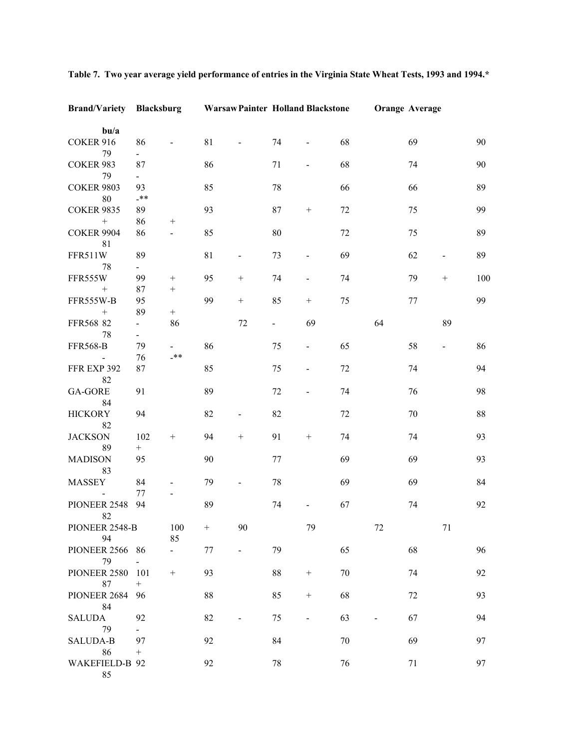**Table 7. Two year average yield performance of entries in the Virginia State Wheat Tests, 1993 and 1994.***

| Brand/Variety | Blacksburg | Warsaw | Painter | Holland | Blackstone | Orange | Average |
|---|---|---|---|---|---|---|---|
| | bu/a | | | | | | |
| COKER 916 | 86 - | 81 - | 74 - | 68 | 69 | 90 | 79 - |
| COKER 983 | 87 | 86 | 71 - | 68 | 74 | 90 | 79 - |
| COKER 9803 | 93 | 85 | 78 | 66 | 66 | 89 | 80 -** |
| COKER 9835 | 89 | 93 | 87 + | 72 | 75 | 99 + | 86 + |
| COKER 9904 | 86 - | 85 | 80 | 72 | 75 | 89 | 81 |
| FFR511W | 89 | 81 - | 73 - | 69 | 62 - | 89 | 78 - |
| FFR555W | 99 + | 95 + | 74 - | 74 | 79 + | 100 + | 87 + |
| FFR555W-B | 95 | 99 + | 85 + | 75 | 77 | 99 + | 89 + |
| FFR568 | 82 - | 86 | 72 - | 69 | 64 | 89 | 78 - |
| FFR568-B | 79 - | 86 | 75 - | 65 | 58 - | 86 - | 76 -** |
| FFR EXP 392 | 87 | 85 | 75 - | 72 | 74 | 94 | 82 |
| GA-GORE | 91 | 89 | 72 - | 74 | 76 | 98 | 84 |
| HICKORY | 94 | 82 - | 82 | 72 | 70 | 88 | 82 |
| JACKSON | 102 + | 94 + | 91 + | 74 | 74 | 93 | 89 + |
| MADISON | 95 | 90 | 77 | 69 | 69 | 93 | 83 |
| MASSEY | 84 - | 79 - | 78 | 69 | 69 | 84 - | 77 - |
| PIONEER 2548 | 94 | 89 | 74 - | 67 | 74 | 92 | 82 |
| PIONEER 2548-B | 100 + | 90 | 79 | 72 | 71 | 94 | 85 |
| PIONEER 2566 | 86 - | 77 - | 79 | 65 | 68 | 96 | 79 - |
| PIONEER 2580 | 101 + | 93 | 88 + | 70 | 74 | 92 | 87 + |
| PIONEER 2684 | 96 | 88 | 85 + | 68 | 72 | 93 | 84 |
| SALUDA | 92 | 82 - | 75 - | 63 - | 67 | 94 | 79 - |
| SALUDA-B | 97 | 92 | 84 | 70 | 69 | 97 | 86 + |
| WAKEFIELD-B | 92 | 92 | 78 | 76 | 71 | 97 | 85 |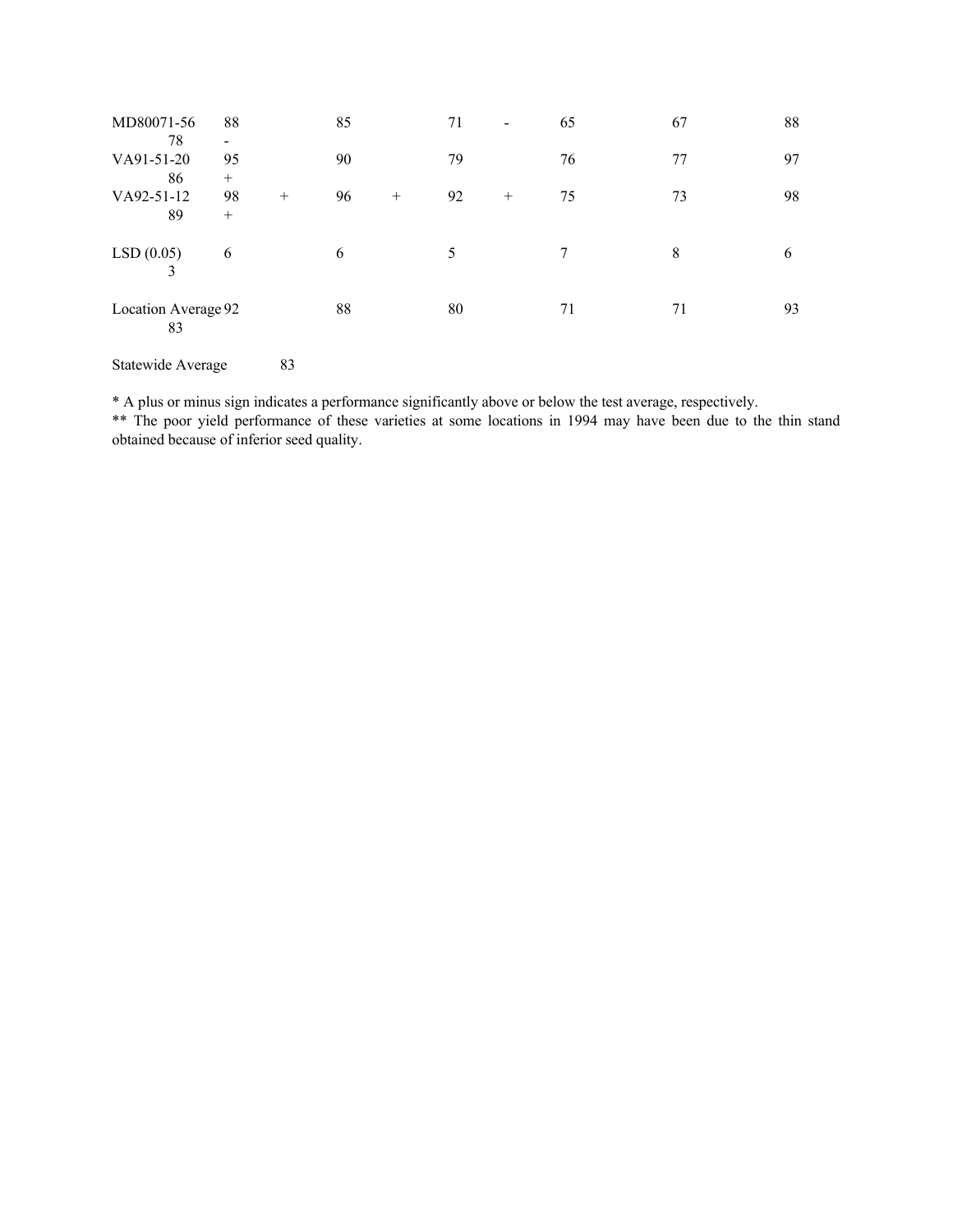| | | | | | | | | | | | |
|---|---|---|---|---|---|---|---|---|---|---|---|
| MD80071-56 | 88 | | 85 | | 71 | - | 65 | 67 | 88 | 78 | - |
| VA91-51-20 | 95 | | 90 | | 79 | | 76 | 77 | 97 | 86 | + |
| VA92-51-12 | 98 | + | 96 | + | 92 | + | 75 | 73 | 98 | 89 | + |
| LSD (0.05) | 6 | | 6 | | 5 | | 7 | 8 | 6 | 3 | |
| Location Average | 92 | | 88 | | 80 | | 71 | 71 | 93 | 83 | |

Statewide Average 83

* A plus or minus sign indicates a performance significantly above or below the test average, respectively.

** The poor yield performance of these varieties at some locations in 1994 may have been due to the thin stand obtained because of inferior seed quality.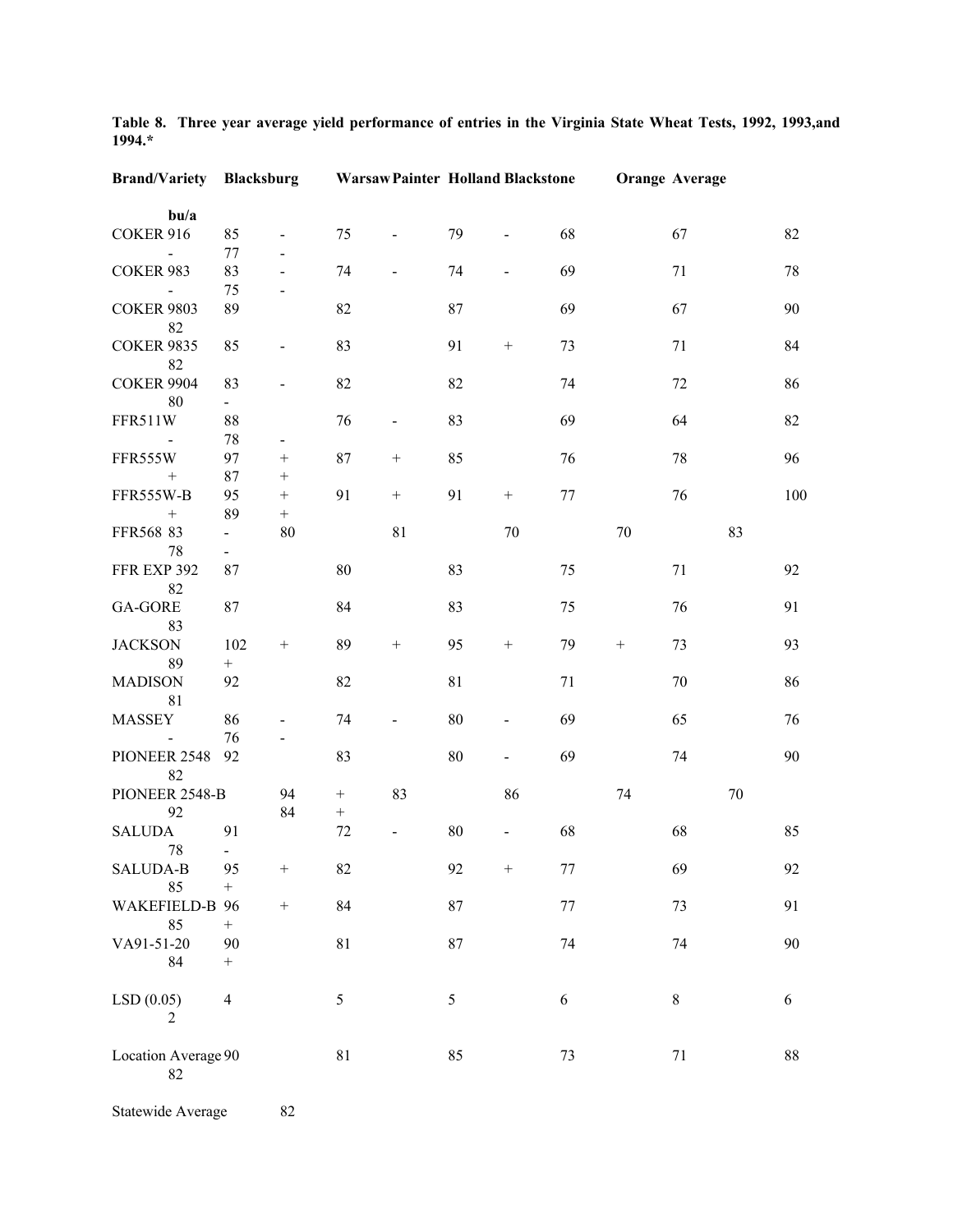**Table 8. Three year average yield performance of entries in the Virginia State Wheat Tests, 1992, 1993,and 1994.***

| Brand/Variety | Blacksburg | Warsaw | Painter | Holland | Blackstone | Orange | Average |
|---|---|---|---|---|---|---|---|
| | | | | bu/a | | | |
| COKER 916 | 85 - | 75 - | 79 - | 68 | 67 | 82 - | 77 - |
| COKER 983 | 83 - | 74 - | 74 - | 69 | 71 | 78 - | 75 - |
| COKER 9803 | 89 | 82 | 87 | 69 | 67 | 90 | 82 |
| COKER 9835 | 85 - | 83 | 91 + | 73 | 71 | 84 | 82 |
| COKER 9904 | 83 - | 82 | 82 | 74 | 72 | 86 | 80 - |
| FFR511W | 88 | 76 - | 83 | 69 | 64 | 82 - | 78 - |
| FFR555W | 97 + | 87 + | 85 | 76 | 78 | 96 + | 87 + |
| FFR555W-B | 95 + | 91 + | 91 + | 77 | 76 | 100 + | 89 + |
| FFR568 | 83 - | 80 | 81 | 70 | 70 | 83 | 78 - |
| FFR EXP 392 | 87 | 80 | 83 | 75 | 71 | 92 | 82 |
| GA-GORE | 87 | 84 | 83 | 75 | 76 | 91 | 83 |
| JACKSON | 102 + | 89 + | 95 + | 79 + | 73 | 93 | 89 + |
| MADISON | 92 | 82 | 81 | 71 | 70 | 86 | 81 |
| MASSEY | 86 - | 74 - | 80 - | 69 | 65 | 76 - | 76 - |
| PIONEER 2548 | 92 | 83 | 80 - | 69 | 74 | 90 | 82 |
| PIONEER 2548-B | 94 + | 83 | 86 | 74 | 70 | 92 | 84 + |
| SALUDA | 91 | 72 - | 80 - | 68 | 68 | 85 | 78 - |
| SALUDA-B | 95 + | 82 | 92 + | 77 | 69 | 92 | 85 + |
| WAKEFIELD-B | 96 + | 84 | 87 | 77 | 73 | 91 | 85 + |
| VA91-51-20 | 90 | 81 | 87 | 74 | 74 | 90 | 84 + |
| LSD (0.05) | 4 | 5 | 5 | 6 | 8 | 6 | 2 |
| Location Average | 90 | 81 | 85 | 73 | 71 | 88 | 82 |

Statewide Average 82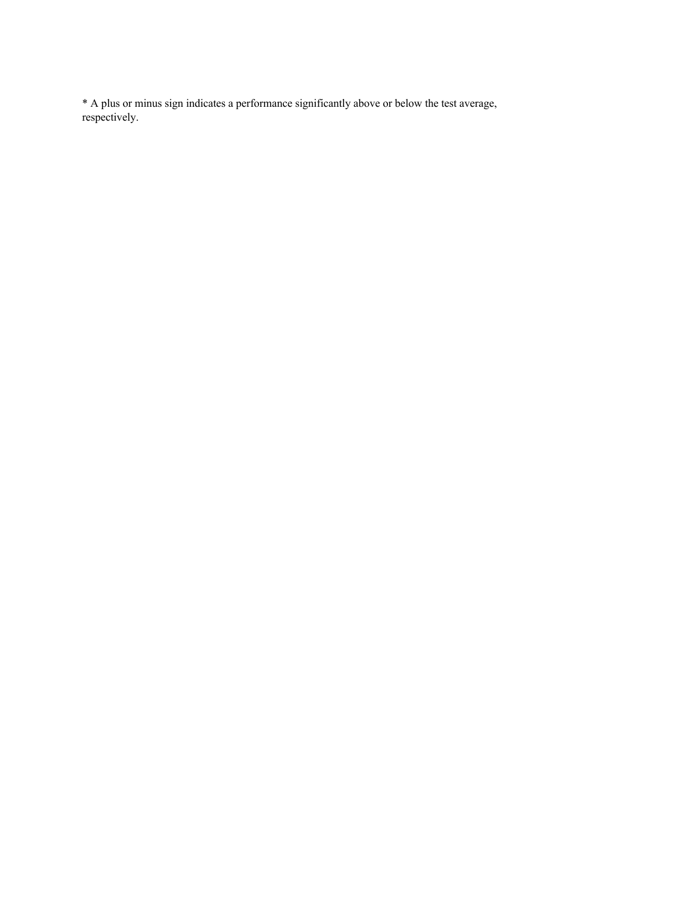* A plus or minus sign indicates a performance significantly above or below the test average, respectively.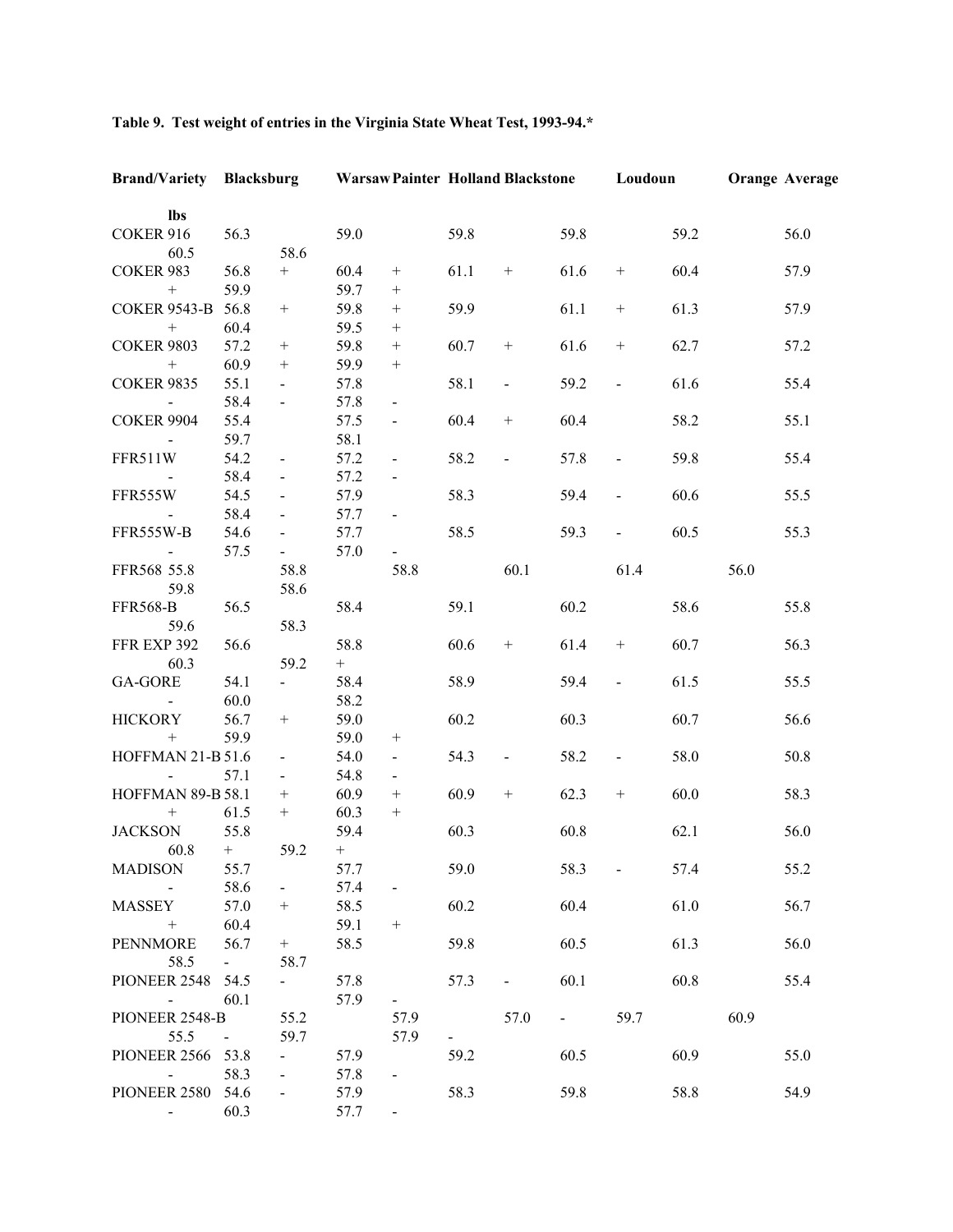**Table 9. Test weight of entries in the Virginia State Wheat Test, 1993-94.***

| Brand/Variety | Blacksburg | Warsaw | Painter | Holland | Blackstone | Loudoun | Orange | Average |
|---|---|---|---|---|---|---|---|---|
| | lbs | | | | | | | |
| COKER 916 | 56.3 | 59.0 | 59.8 | 59.8 | 59.2 | 56.0 | 60.5 | 58.6 |
| COKER 983 | 56.8 + | 60.4 + | 61.1 + | 61.6 + | 60.4 | 57.9 + | 59.9 | 59.7 + |
| COKER 9543-B | 56.8 + | 59.8 + | 59.9 | 61.1 + | 61.3 | 57.9 + | 60.4 | 59.5 + |
| COKER 9803 | 57.2 + | 59.8 + | 60.7 + | 61.6 + | 62.7 | 57.2 + | 60.9 + | 59.9 + |
| COKER 9835 | 55.1 - | 57.8 | 58.1 - | 59.2 - | 61.6 | 55.4 - | 58.4 - | 57.8 - |
| COKER 9904 | 55.4 | 57.5 - | 60.4 + | 60.4 | 58.2 | 55.1 - | 59.7 | 58.1 |
| FFR511W | 54.2 - | 57.2 - | 58.2 - | 57.8 - | 59.8 | 55.4 - | 58.4 - | 57.2 - |
| FFR555W | 54.5 - | 57.9 | 58.3 | 59.4 - | 60.6 | 55.5 - | 58.4 - | 57.7 - |
| FFR555W-B | 54.6 - | 57.7 - | 58.5 | 59.3 - | 60.5 | 55.3 - | 57.5 - | 57.0 - |
| FFR568 | 55.8 | 58.8 | 58.8 | 60.1 | 61.4 | 56.0 | 59.8 | 58.6 |
| FFR568-B | 56.5 | 58.4 | 59.1 | 60.2 | 58.6 | 55.8 | 59.6 | 58.3 |
| FFR EXP 392 | 56.6 | 58.8 | 60.6 + | 61.4 + | 60.7 | 56.3 | 60.3 | 59.2 + |
| GA-GORE | 54.1 - | 58.4 | 58.9 | 59.4 - | 61.5 | 55.5 - | 60.0 | 58.2 |
| HICKORY | 56.7 + | 59.0 | 60.2 | 60.3 | 60.7 | 56.6 + | 59.9 | 59.0 + |
| HOFFMAN 21-B | 51.6 - | 54.0 - | 54.3 - | 58.2 - | 58.0 | 50.8 - | 57.1 - | 54.8 - |
| HOFFMAN 89-B | 58.1 + | 60.9 + | 60.9 + | 62.3 + | 60.0 | 58.3 + | 61.5 + | 60.3 + |
| JACKSON | 55.8 | 59.4 | 60.3 | 60.8 | 62.1 | 56.0 | 60.8 + | 59.2 + |
| MADISON | 55.7 | 57.7 | 59.0 | 58.3 - | 57.4 | 55.2 - | 58.6 - | 57.4 - |
| MASSEY | 57.0 + | 58.5 | 60.2 | 60.4 | 61.0 | 56.7 + | 60.4 | 59.1 + |
| PENNMORE | 56.7 + | 58.5 | 59.8 | 60.5 | 61.3 | 56.0 | 58.5 - | 58.7 |
| PIONEER 2548 | 54.5 - | 57.8 | 57.3 - | 60.1 | 60.8 | 55.4 - | 60.1 | 57.9 - |
| PIONEER 2548-B | 55.2 | 57.9 | 57.0 - | 59.7 | 60.9 | 55.5 - | 59.7 | 57.9 - |
| PIONEER 2566 | 53.8 - | 57.9 | 59.2 | 60.5 | 60.9 | 55.0 - | 58.3 - | 57.8 - |
| PIONEER 2580 | 54.6 - | 57.9 | 58.3 | 59.8 | 58.8 | 54.9 - | 60.3 | 57.7 - |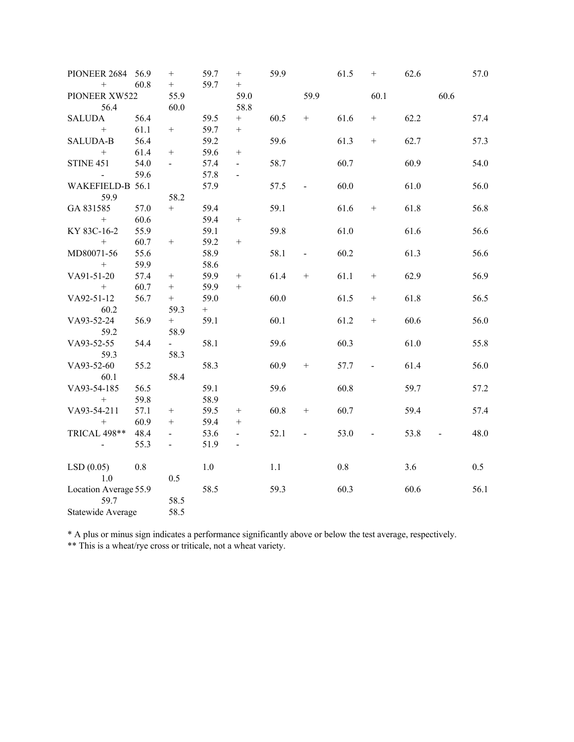| | | | | | | | | |
|---|---|---|---|---|---|---|---|---|
| PIONEER 2684 | 56.9 + | 59.7 + | 59.9 | 61.5 + | 62.6 | 57.0 + | 60.8 + | 59.7 + |
| PIONEER XW522 | 55.9 | 59.0 | 59.9 | 60.1 | 60.6 | 56.4 | 60.0 | 58.8 |
| SALUDA | 56.4 | 59.5 + | 60.5 + | 61.6 + | 62.2 | 57.4 + | 61.1 + | 59.7 + |
| SALUDA-B | 56.4 | 59.2 | 59.6 | 61.3 + | 62.7 | 57.3 + | 61.4 + | 59.6 + |
| STINE 451 | 54.0 - | 57.4 - | 58.7 | 60.7 | 60.9 | 54.0 - | 59.6 | 57.8 - |
| WAKEFIELD-B | 56.1 | 57.9 | 57.5 - | 60.0 | 61.0 | 56.0 | 59.9 | 58.2 |
| GA 831585 | 57.0 + | 59.4 | 59.1 | 61.6 + | 61.8 | 56.8 + | 60.6 | 59.4 + |
| KY 83C-16-2 | 55.9 | 59.1 | 59.8 | 61.0 | 61.6 | 56.6 + | 60.7 + | 59.2 + |
| MD80071-56 | 55.6 | 58.9 | 58.1 - | 60.2 | 61.3 | 56.6 + | 59.9 | 58.6 |
| VA91-51-20 | 57.4 + | 59.9 + | 61.4 + | 61.1 + | 62.9 | 56.9 + | 60.7 + | 59.9 + |
| VA92-51-12 | 56.7 + | 59.0 | 60.0 | 61.5 + | 61.8 | 56.5 | 60.2 | 59.3 + |
| VA93-52-24 | 56.9 + | 59.1 | 60.1 | 61.2 + | 60.6 | 56.0 | 59.2 | 58.9 |
| VA93-52-55 | 54.4 - | 58.1 | 59.6 | 60.3 | 61.0 | 55.8 | 59.3 | 58.3 |
| VA93-52-60 | 55.2 | 58.3 | 60.9 + | 57.7 - | 61.4 | 56.0 | 60.1 | 58.4 |
| VA93-54-185 | 56.5 | 59.1 | 59.6 | 60.8 | 59.7 | 57.2 + | 59.8 | 58.9 |
| VA93-54-211 | 57.1 + | 59.5 + | 60.8 + | 60.7 | 59.4 | 57.4 + | 60.9 + | 59.4 + |
| TRICAL 498** | 48.4 - | 53.6 - | 52.1 - | 53.0 - | 53.8 - | 48.0 - | 55.3 - | 51.9 - |
| | | | | | | | | |
| LSD (0.05) | 0.8 | 1.0 | 1.1 | 0.8 | 3.6 | 0.5 | 1.0 | 0.5 |
| Location Average | 55.9 | 58.5 | 59.3 | 60.3 | 60.6 | 56.1 | 59.7 | 58.5 |
| Statewide Average | 58.5 | | | | | | | |

* A plus or minus sign indicates a performance significantly above or below the test average, respectively.

** This is a wheat/rye cross or triticale, not a wheat variety.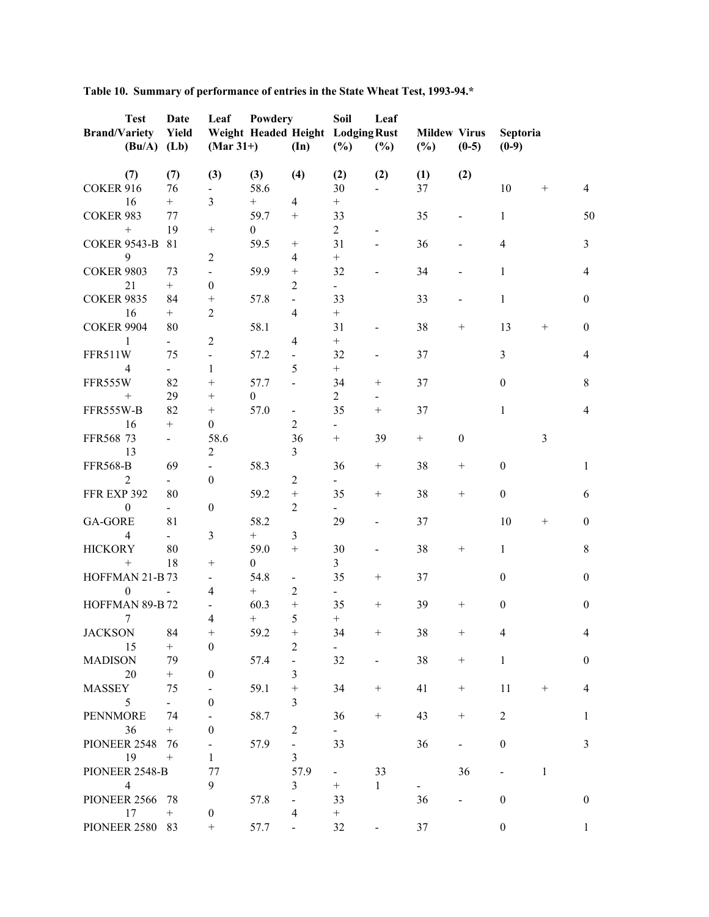**Table 10. Summary of performance of entries in the State Wheat Test, 1993-94.***

| Brand/Variety | Test (Bu/A) | Date Yield (Lb) | Leaf Weight (Mar 31+) | Powdery Headed | Height (In) | Soil Lodging (%) | Leaf Rust (%) | Mildew (%) | Virus (0-5) | Septoria (0-9) | | |
|---|---|---|---|---|---|---|---|---|---|---|---|---|
| | (7) | (7) | (3) | (3) | (4) | (2) | (2) | (1) | (2) | | | |
| COKER 916 | 76 | | - | 58.6 | | 30 | - | 37 | | 10 | + | 4 |
| | 16 | + | 3 | + | 4 | + | | | | | | |
| COKER 983 | 77 | | | 59.7 | + | 33 | | 35 | - | 1 | | 50 |
| | + | 19 | + | 0 | | 2 | - | | | | | |
| COKER 9543-B | 81 | | | 59.5 | + | 31 | - | 36 | - | 4 | | 3 |
| | 9 | | 2 | | 4 | + | | | | | | |
| COKER 9803 | 73 | | - | 59.9 | + | 32 | - | 34 | - | 1 | | 4 |
| | 21 | + | 0 | | 2 | - | | | | | | |
| COKER 9835 | 84 | | + | 57.8 | - | 33 | | 33 | - | 1 | | 0 |
| | 16 | + | 2 | | 4 | + | | | | | | |
| COKER 9904 | 80 | | | 58.1 | | 31 | - | 38 | + | 13 | + | 0 |
| | 1 | - | 2 | | 4 | + | | | | | | |
| FFR511W | 75 | | - | 57.2 | - | 32 | - | 37 | | 3 | | 4 |
| | 4 | - | 1 | | 5 | + | | | | | | |
| FFR555W | 82 | | + | 57.7 | - | 34 | + | 37 | | 0 | | 8 |
| | + | 29 | + | 0 | | 2 | - | | | | | |
| FFR555W-B | 82 | | + | 57.0 | - | 35 | + | 37 | | 1 | | 4 |
| | 16 | + | 0 | | 2 | - | | | | | | |
| FFR568 73 | | - | 58.6 | | 36 | + | 39 | + | 0 | | 3 | |
| | 13 | | 2 | | 3 | | | | | | | |
| FFR568-B | 69 | | - | 58.3 | | 36 | + | 38 | + | 0 | | 1 |
| | 2 | - | 0 | | 2 | - | | | | | | |
| FFR EXP 392 | 80 | | | 59.2 | + | 35 | + | 38 | + | 0 | | 6 |
| | 0 | - | 0 | | 2 | - | | | | | | |
| GA-GORE | 81 | | | 58.2 | | 29 | - | 37 | | 10 | + | 0 |
| | 4 | - | 3 | + | 3 | | | | | | | |
| HICKORY | 80 | | | 59.0 | + | 30 | - | 38 | + | 1 | | 8 |
| | + | 18 | + | 0 | | 3 | | | | | | |
| HOFFMAN 21-B 73 | | | - | 54.8 | - | 35 | + | 37 | | 0 | | 0 |
| | 0 | - | 4 | + | 2 | - | | | | | | |
| HOFFMAN 89-B 72 | | | - | 60.3 | + | 35 | + | 39 | + | 0 | | 0 |
| | 7 | | 4 | + | 5 | + | | | | | | |
| JACKSON | 84 | | + | 59.2 | + | 34 | + | 38 | + | 4 | | 4 |
| | 15 | + | 0 | | 2 | - | | | | | | |
| MADISON | 79 | | | 57.4 | - | 32 | - | 38 | + | 1 | | 0 |
| | 20 | + | 0 | | 3 | | | | | | | |
| MASSEY | 75 | | - | 59.1 | + | 34 | + | 41 | + | 11 | + | 4 |
| | 5 | - | 0 | | 3 | | | | | | | |
| PENNMORE | 74 | | - | 58.7 | | 36 | + | 43 | + | 2 | | 1 |
| | 36 | + | 0 | | 2 | - | | | | | | |
| PIONEER 2548 | 76 | | - | 57.9 | - | 33 | | 36 | - | 0 | | 3 |
| | 19 | + | 1 | | 3 | | | | | | | |
| PIONEER 2548-B | | | 77 | | 57.9 | - | 33 | | 36 | - | 1 | |
| | 4 | | 9 | | 3 | + | 1 | - | | | | |
| PIONEER 2566 | 78 | | | 57.8 | - | 33 | | 36 | - | 0 | | 0 |
| | 17 | + | 0 | | 4 | + | | | | | | |
| PIONEER 2580 | 83 | | + | 57.7 | - | 32 | - | 37 | | 0 | | 1 |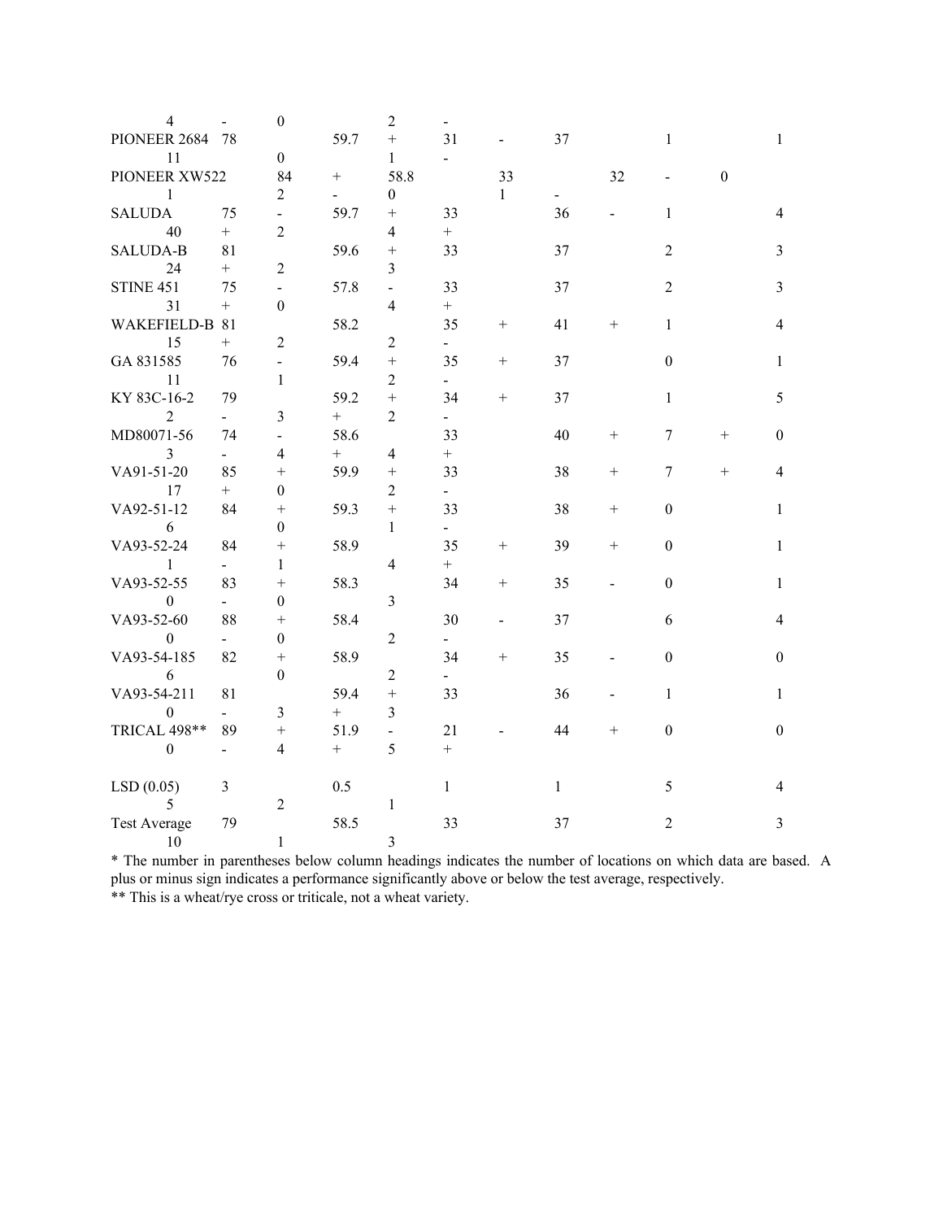| | | | | | | | | | | | |
|---|---|---|---|---|---|---|---|---|---|---|---|
| 4 | - | 0 | | 2 | - | | | | | | |
| PIONEER 2684 | 78 | | 59.7 | + | 31 | - | 37 | | 1 | | 1 |
| 11 | | 0 | | 1 | - | | | | | | |
| PIONEER XW522 | | 84 | + | 58.8 | | 33 | | 32 | - | 0 | |
| 1 | | 2 | - | 0 | | 1 | - | | | | |
| SALUDA | 75 | - | 59.7 | + | 33 | | 36 | - | 1 | | 4 |
| 40 | + | 2 | | 4 | + | | | | | | |
| SALUDA-B | 81 | | 59.6 | + | 33 | | 37 | | 2 | | 3 |
| 24 | + | 2 | | 3 | | | | | | | |
| STINE 451 | 75 | - | 57.8 | - | 33 | | 37 | | 2 | | 3 |
| 31 | + | 0 | | 4 | + | | | | | | |
| WAKEFIELD-B | 81 | | 58.2 | | 35 | + | 41 | + | 1 | | 4 |
| 15 | + | 2 | | 2 | - | | | | | | |
| GA 831585 | 76 | - | 59.4 | + | 35 | + | 37 | | 0 | | 1 |
| 11 | | 1 | | 2 | - | | | | | | |
| KY 83C-16-2 | 79 | | 59.2 | + | 34 | + | 37 | | 1 | | 5 |
| 2 | - | 3 | + | 2 | - | | | | | | |
| MD80071-56 | 74 | - | 58.6 | | 33 | | 40 | + | 7 | + | 0 |
| 3 | - | 4 | + | 4 | + | | | | | | |
| VA91-51-20 | 85 | + | 59.9 | + | 33 | | 38 | + | 7 | + | 4 |
| 17 | + | 0 | | 2 | - | | | | | | |
| VA92-51-12 | 84 | + | 59.3 | + | 33 | | 38 | + | 0 | | 1 |
| 6 | | 0 | | 1 | - | | | | | | |
| VA93-52-24 | 84 | + | 58.9 | | 35 | + | 39 | + | 0 | | 1 |
| 1 | - | 1 | | 4 | + | | | | | | |
| VA93-52-55 | 83 | + | 58.3 | | 34 | + | 35 | - | 0 | | 1 |
| 0 | - | 0 | | 3 | | | | | | | |
| VA93-52-60 | 88 | + | 58.4 | | 30 | - | 37 | | 6 | | 4 |
| 0 | - | 0 | | 2 | - | | | | | | |
| VA93-54-185 | 82 | + | 58.9 | | 34 | + | 35 | - | 0 | | 0 |
| 6 | | 0 | | 2 | - | | | | | | |
| VA93-54-211 | 81 | | 59.4 | + | 33 | | 36 | - | 1 | | 1 |
| 0 | - | 3 | + | 3 | | | | | | | |
| TRICAL 498** | 89 | + | 51.9 | - | 21 | - | 44 | + | 0 | | 0 |
| 0 | - | 4 | + | 5 | + | | | | | | |
| | | | | | | | | | | | |
| LSD (0.05) | 3 | | 0.5 | | 1 | | 1 | | 5 | | 4 |
| 5 | | 2 | | 1 | | | | | | | |
| Test Average | 79 | | 58.5 | | 33 | | 37 | | 2 | | 3 |
| 10 | | 1 | | 3 | | | | | | | |

* The number in parentheses below column headings indicates the number of locations on which data are based. A plus or minus sign indicates a performance significantly above or below the test average, respectively.

** This is a wheat/rye cross or triticale, not a wheat variety.